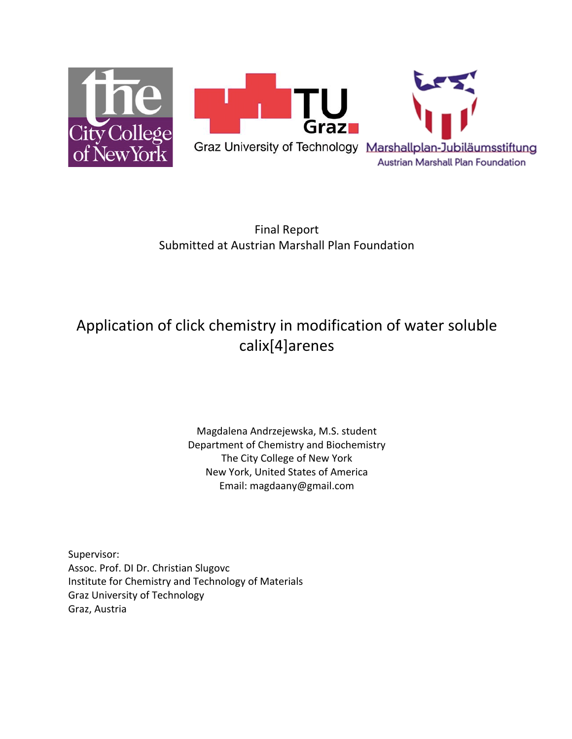Final Report
Submitted at Austrian Marshall Plan Foundation

# Application of click chemistry in modification of water soluble calix[4]arenes

Magdalena Andrzejewska, M.S. student
Department of Chemistry and Biochemistry
The City College of New York
New York, United States of America
Email: magdaany@gmail.com

Supervisor:
Assoc. Prof. DI Dr. Christian Slugovc
Institute for Chemistry and Technology of Materials
Graz University of Technology
Graz, Austria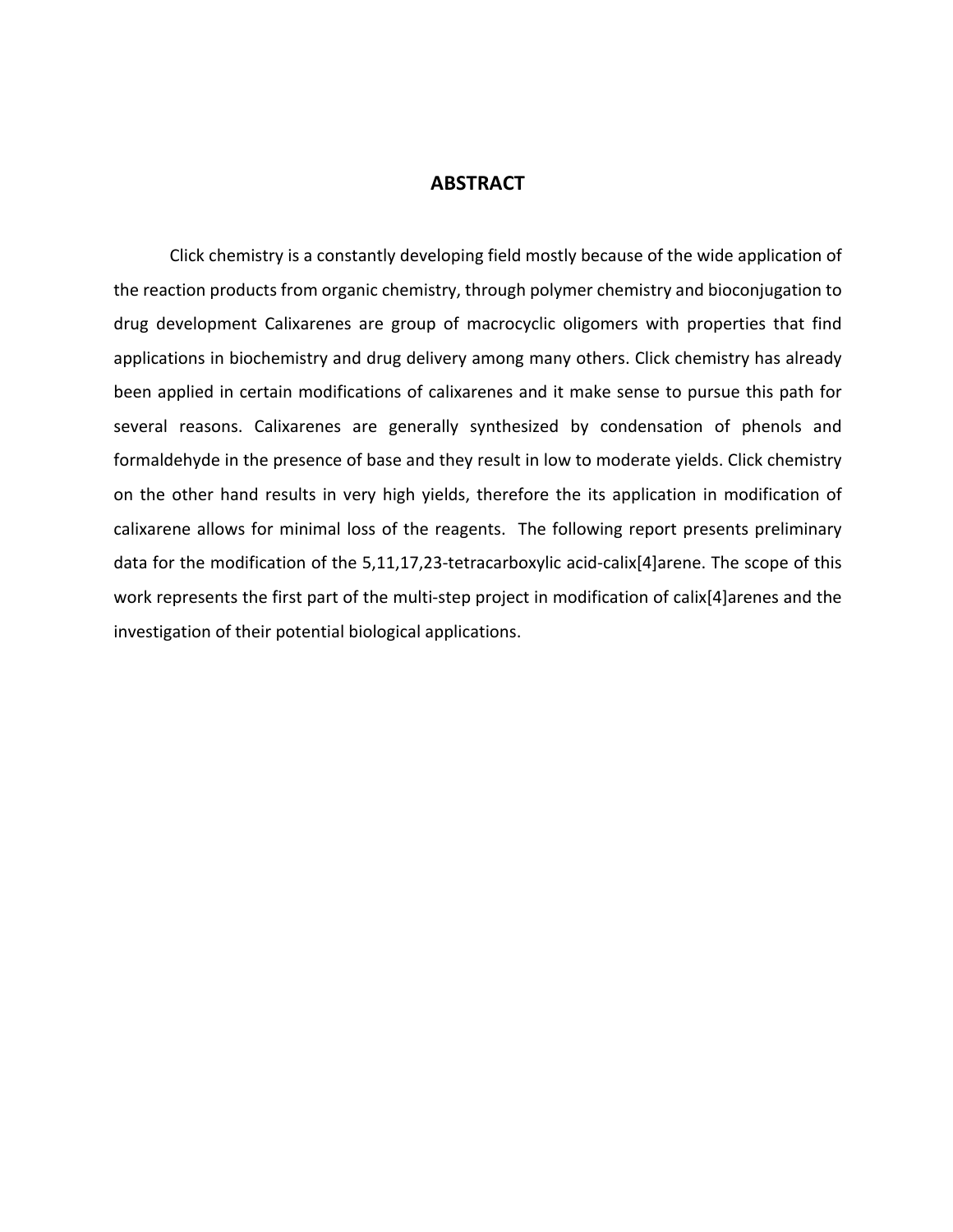# ABSTRACT

Click chemistry is a constantly developing field mostly because of the wide application of the reaction products from organic chemistry, through polymer chemistry and bioconjugation to drug development Calixarenes are group of macrocyclic oligomers with properties that find applications in biochemistry and drug delivery among many others. Click chemistry has already been applied in certain modifications of calixarenes and it make sense to pursue this path for several reasons. Calixarenes are generally synthesized by condensation of phenols and formaldehyde in the presence of base and they result in low to moderate yields. Click chemistry on the other hand results in very high yields, therefore the its application in modification of calixarene allows for minimal loss of the reagents. The following report presents preliminary data for the modification of the 5,11,17,23-tetracarboxylic acid-calix[4]arene. The scope of this work represents the first part of the multi-step project in modification of calix[4]arenes and the investigation of their potential biological applications.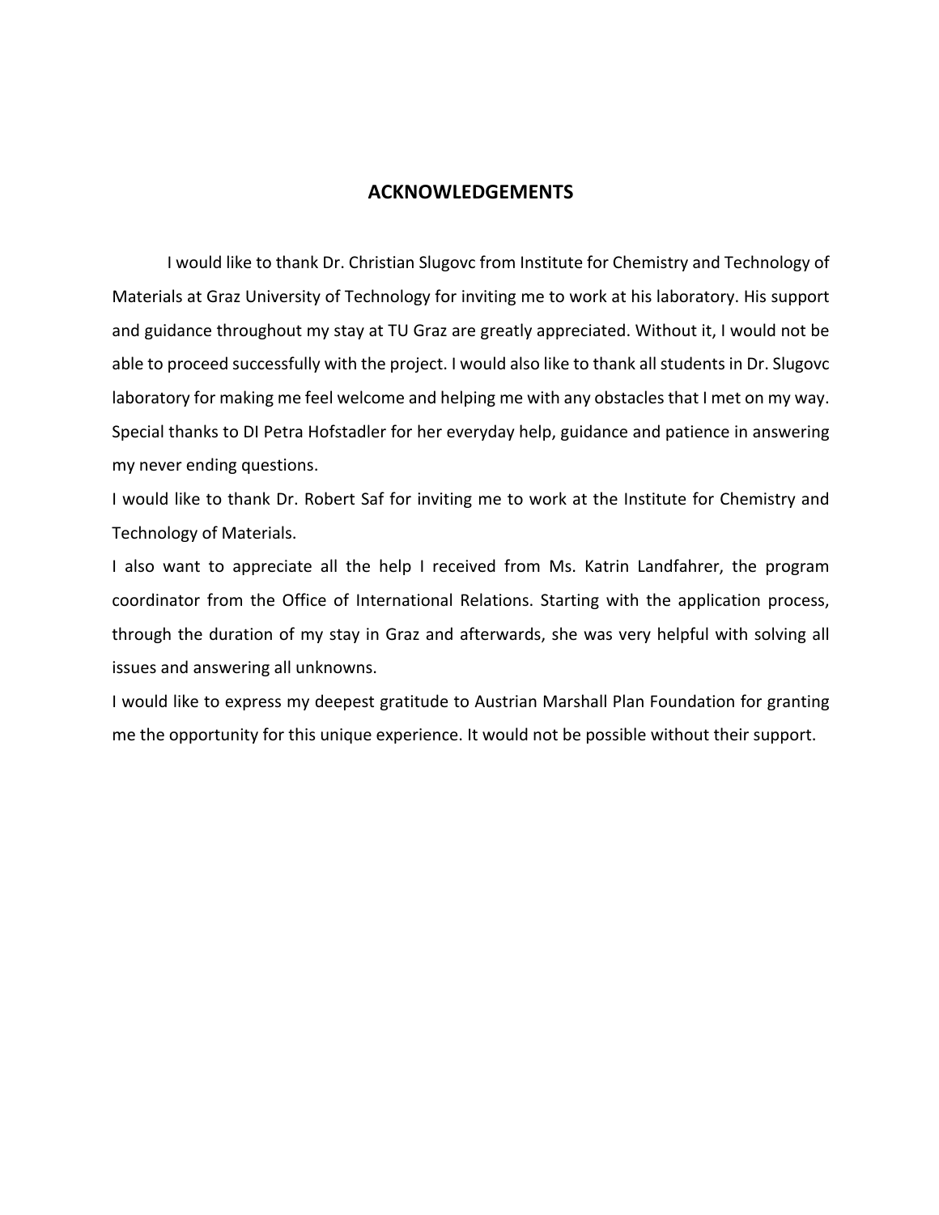## ACKNOWLEDGEMENTS

I would like to thank Dr. Christian Slugovc from Institute for Chemistry and Technology of Materials at Graz University of Technology for inviting me to work at his laboratory. His support and guidance throughout my stay at TU Graz are greatly appreciated. Without it, I would not be able to proceed successfully with the project. I would also like to thank all students in Dr. Slugovc laboratory for making me feel welcome and helping me with any obstacles that I met on my way. Special thanks to DI Petra Hofstadler for her everyday help, guidance and patience in answering my never ending questions.

I would like to thank Dr. Robert Saf for inviting me to work at the Institute for Chemistry and Technology of Materials.

I also want to appreciate all the help I received from Ms. Katrin Landfahrer, the program coordinator from the Office of International Relations. Starting with the application process, through the duration of my stay in Graz and afterwards, she was very helpful with solving all issues and answering all unknowns.

I would like to express my deepest gratitude to Austrian Marshall Plan Foundation for granting me the opportunity for this unique experience. It would not be possible without their support.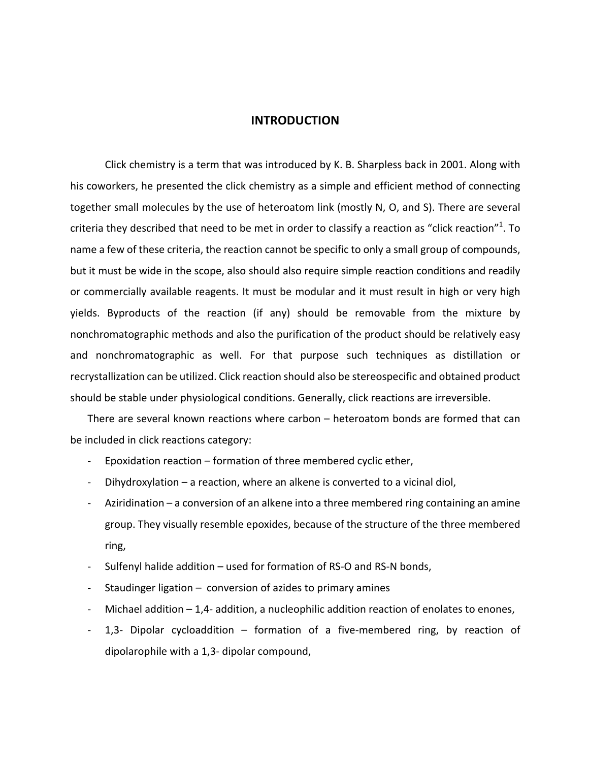# INTRODUCTION

Click chemistry is a term that was introduced by K. B. Sharpless back in 2001. Along with his coworkers, he presented the click chemistry as a simple and efficient method of connecting together small molecules by the use of heteroatom link (mostly N, O, and S). There are several criteria they described that need to be met in order to classify a reaction as "click reaction"[1]. To name a few of these criteria, the reaction cannot be specific to only a small group of compounds, but it must be wide in the scope, also should also require simple reaction conditions and readily or commercially available reagents. It must be modular and it must result in high or very high yields. Byproducts of the reaction (if any) should be removable from the mixture by nonchromatographic methods and also the purification of the product should be relatively easy and nonchromatographic as well. For that purpose such techniques as distillation or recrystallization can be utilized. Click reaction should also be stereospecific and obtained product should be stable under physiological conditions. Generally, click reactions are irreversible.

There are several known reactions where carbon – heteroatom bonds are formed that can be included in click reactions category:

- Epoxidation reaction – formation of three membered cyclic ether,
- Dihydroxylation – a reaction, where an alkene is converted to a vicinal diol,
- Aziridination – a conversion of an alkene into a three membered ring containing an amine group. They visually resemble epoxides, because of the structure of the three membered ring,
- Sulfenyl halide addition – used for formation of RS-O and RS-N bonds,
- Staudinger ligation – conversion of azides to primary amines
- Michael addition – 1,4- addition, a nucleophilic addition reaction of enolates to enones,
- 1,3- Dipolar cycloaddition – formation of a five-membered ring, by reaction of dipolarophile with a 1,3- dipolar compound,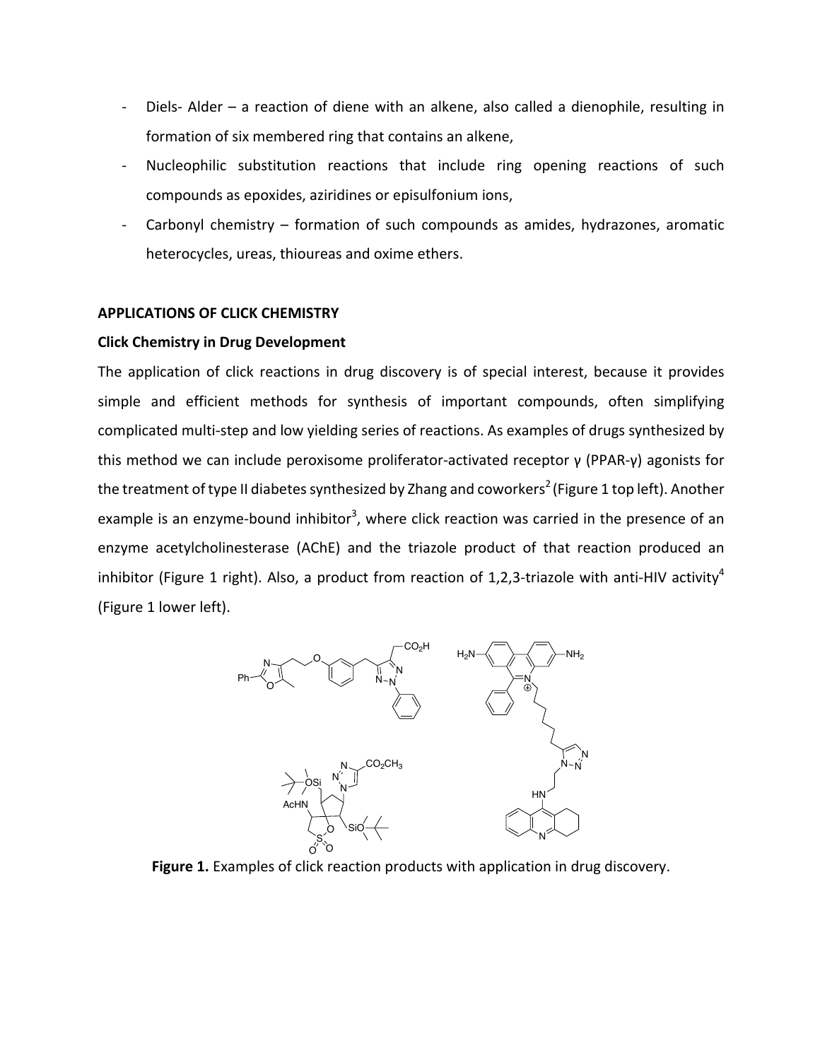- Diels- Alder – a reaction of diene with an alkene, also called a dienophile, resulting in formation of six membered ring that contains an alkene,
- Nucleophilic substitution reactions that include ring opening reactions of such compounds as epoxides, aziridines or episulfonium ions,
- Carbonyl chemistry – formation of such compounds as amides, hydrazones, aromatic heterocycles, ureas, thioureas and oxime ethers.

**APPLICATIONS OF CLICK CHEMISTRY**

**Click Chemistry in Drug Development**

The application of click reactions in drug discovery is of special interest, because it provides simple and efficient methods for synthesis of important compounds, often simplifying complicated multi-step and low yielding series of reactions. As examples of drugs synthesized by this method we can include peroxisome proliferator-activated receptor γ (PPAR-γ) agonists for the treatment of type II diabetes synthesized by Zhang and coworkers[2] (Figure 1 top left). Another example is an enzyme-bound inhibitor[3], where click reaction was carried in the presence of an enzyme acetylcholinesterase (AChE) and the triazole product of that reaction produced an inhibitor (Figure 1 right). Also, a product from reaction of 1,2,3-triazole with anti-HIV activity[4] (Figure 1 lower left).

**Figure 1.** Examples of click reaction products with application in drug discovery.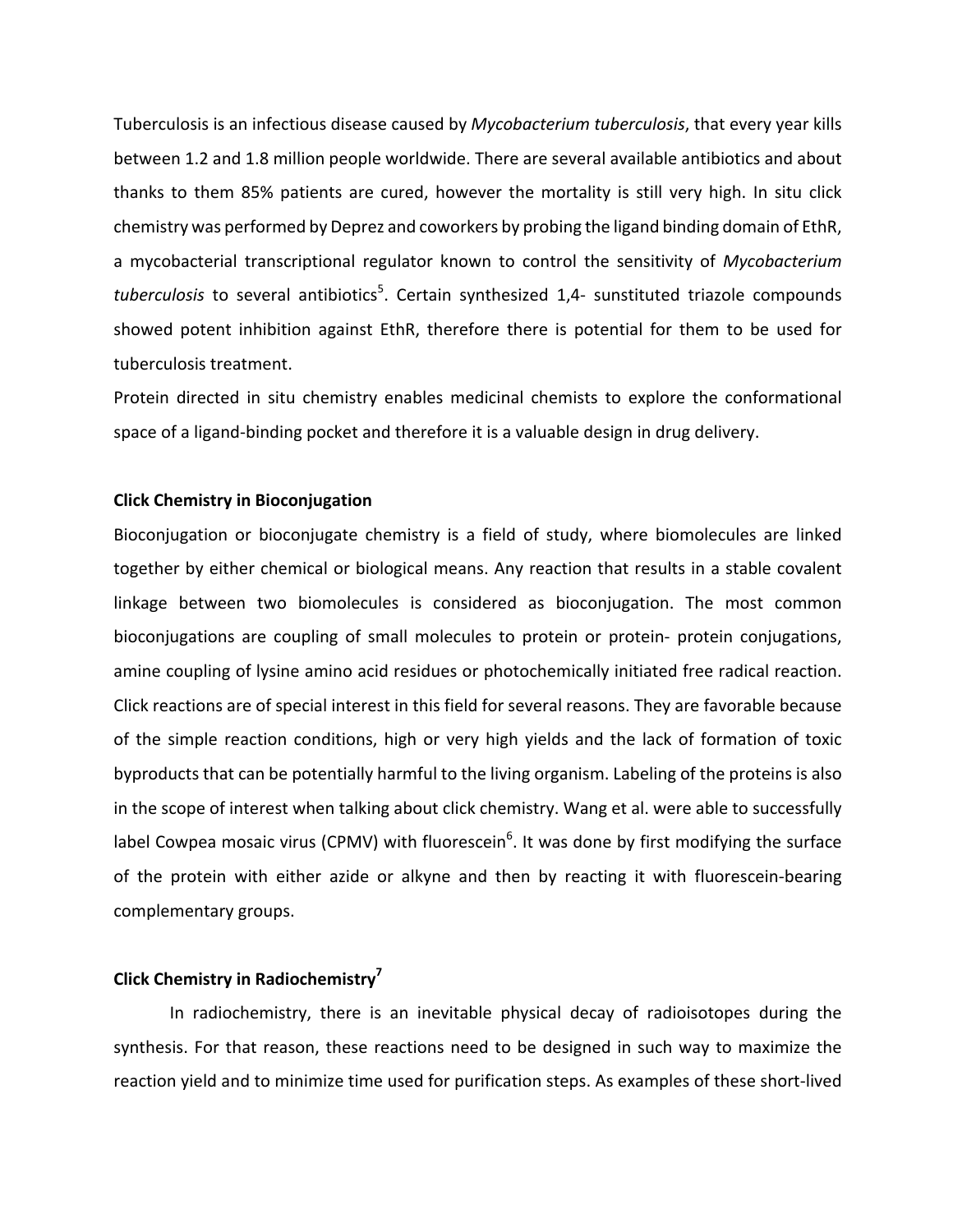Tuberculosis is an infectious disease caused by *Mycobacterium tuberculosis*, that every year kills between 1.2 and 1.8 million people worldwide. There are several available antibiotics and about thanks to them 85% patients are cured, however the mortality is still very high. In situ click chemistry was performed by Deprez and coworkers by probing the ligand binding domain of EthR, a mycobacterial transcriptional regulator known to control the sensitivity of *Mycobacterium tuberculosis* to several antibiotics[5]. Certain synthesized 1,4- sunstituted triazole compounds showed potent inhibition against EthR, therefore there is potential for them to be used for tuberculosis treatment.

Protein directed in situ chemistry enables medicinal chemists to explore the conformational space of a ligand-binding pocket and therefore it is a valuable design in drug delivery.

**Click Chemistry in Bioconjugation**

Bioconjugation or bioconjugate chemistry is a field of study, where biomolecules are linked together by either chemical or biological means. Any reaction that results in a stable covalent linkage between two biomolecules is considered as bioconjugation. The most common bioconjugations are coupling of small molecules to protein or protein- protein conjugations, amine coupling of lysine amino acid residues or photochemically initiated free radical reaction. Click reactions are of special interest in this field for several reasons. They are favorable because of the simple reaction conditions, high or very high yields and the lack of formation of toxic byproducts that can be potentially harmful to the living organism. Labeling of the proteins is also in the scope of interest when talking about click chemistry. Wang et al. were able to successfully label Cowpea mosaic virus (CPMV) with fluorescein[6]. It was done by first modifying the surface of the protein with either azide or alkyne and then by reacting it with fluorescein-bearing complementary groups.

**Click Chemistry in Radiochemistry[7]**

In radiochemistry, there is an inevitable physical decay of radioisotopes during the synthesis. For that reason, these reactions need to be designed in such way to maximize the reaction yield and to minimize time used for purification steps. As examples of these short-lived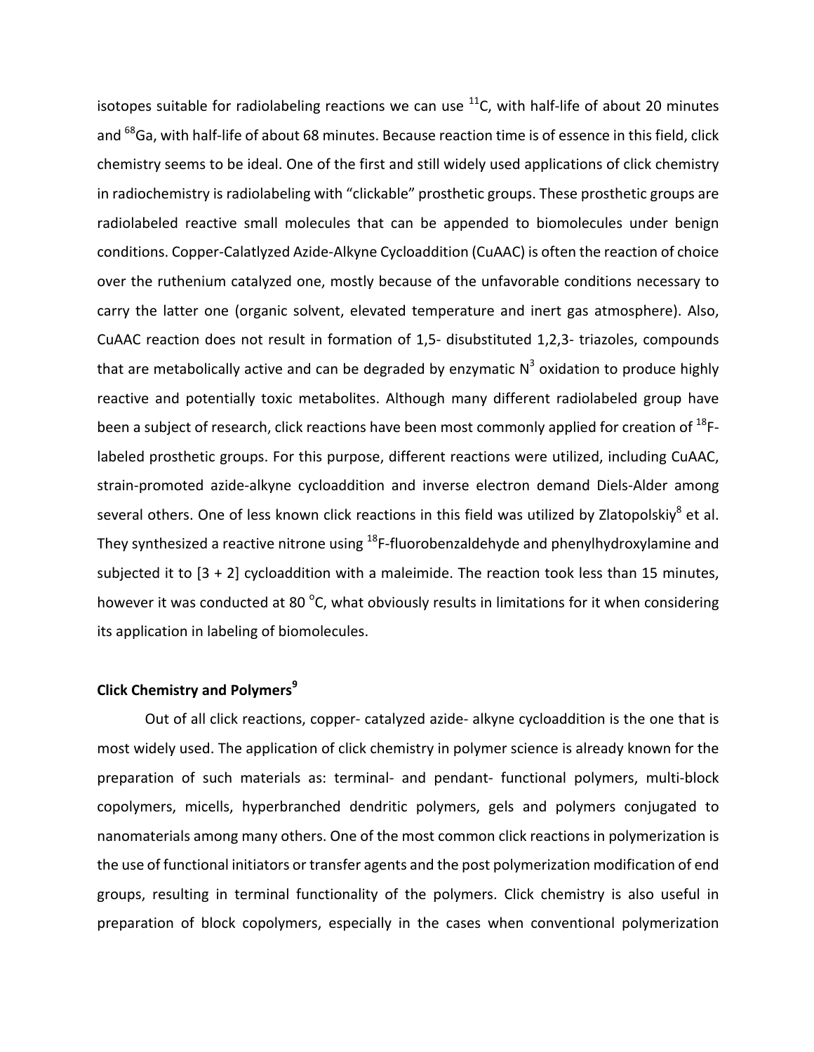isotopes suitable for radiolabeling reactions we can use $^{11}C$, with half-life of about 20 minutes and $^{68}Ga$, with half-life of about 68 minutes. Because reaction time is of essence in this field, click chemistry seems to be ideal. One of the first and still widely used applications of click chemistry in radiochemistry is radiolabeling with "clickable" prosthetic groups. These prosthetic groups are radiolabeled reactive small molecules that can be appended to biomolecules under benign conditions. Copper-Calatlyzed Azide-Alkyne Cycloaddition (CuAAC) is often the reaction of choice over the ruthenium catalyzed one, mostly because of the unfavorable conditions necessary to carry the latter one (organic solvent, elevated temperature and inert gas atmosphere). Also, CuAAC reaction does not result in formation of 1,5- disubstituted 1,2,3- triazoles, compounds that are metabolically active and can be degraded by enzymatic $N^3$ oxidation to produce highly reactive and potentially toxic metabolites. Although many different radiolabeled group have been a subject of research, click reactions have been most commonly applied for creation of $^{18}F$-labeled prosthetic groups. For this purpose, different reactions were utilized, including CuAAC, strain-promoted azide-alkyne cycloaddition and inverse electron demand Diels-Alder among several others. One of less known click reactions in this field was utilized by Zlatopolskiy[8] et al. They synthesized a reactive nitrone using $^{18}F$-fluorobenzaldehyde and phenylhydroxylamine and subjected it to [3 + 2] cycloaddition with a maleimide. The reaction took less than 15 minutes, however it was conducted at 80 $^{o}C$, what obviously results in limitations for it when considering its application in labeling of biomolecules.

**Click Chemistry and Polymers[9]**

Out of all click reactions, copper- catalyzed azide- alkyne cycloaddition is the one that is most widely used. The application of click chemistry in polymer science is already known for the preparation of such materials as: terminal- and pendant- functional polymers, multi-block copolymers, micells, hyperbranched dendritic polymers, gels and polymers conjugated to nanomaterials among many others. One of the most common click reactions in polymerization is the use of functional initiators or transfer agents and the post polymerization modification of end groups, resulting in terminal functionality of the polymers. Click chemistry is also useful in preparation of block copolymers, especially in the cases when conventional polymerization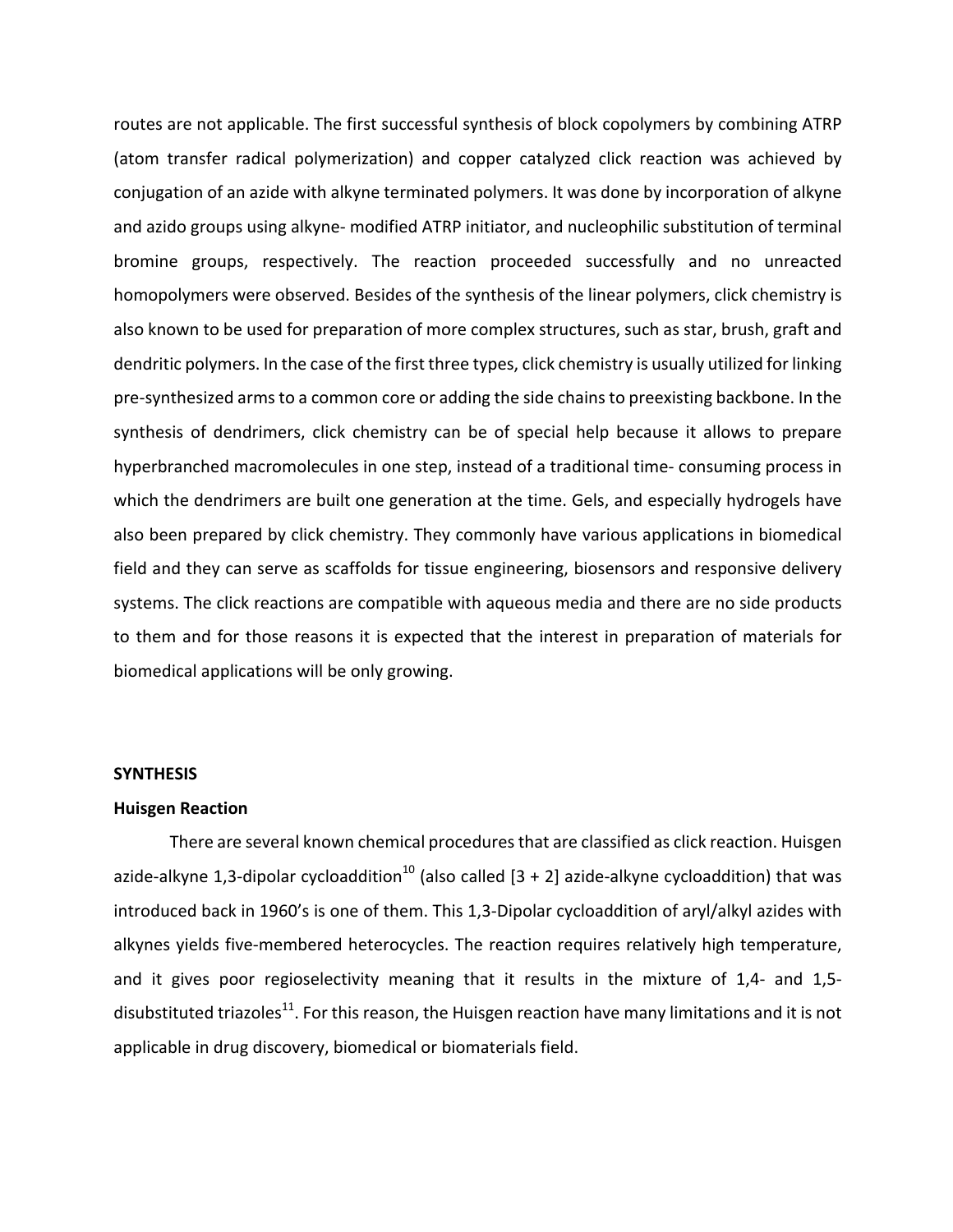routes are not applicable. The first successful synthesis of block copolymers by combining ATRP (atom transfer radical polymerization) and copper catalyzed click reaction was achieved by conjugation of an azide with alkyne terminated polymers. It was done by incorporation of alkyne and azido groups using alkyne- modified ATRP initiator, and nucleophilic substitution of terminal bromine groups, respectively. The reaction proceeded successfully and no unreacted homopolymers were observed. Besides of the synthesis of the linear polymers, click chemistry is also known to be used for preparation of more complex structures, such as star, brush, graft and dendritic polymers. In the case of the first three types, click chemistry is usually utilized for linking pre-synthesized arms to a common core or adding the side chains to preexisting backbone. In the synthesis of dendrimers, click chemistry can be of special help because it allows to prepare hyperbranched macromolecules in one step, instead of a traditional time- consuming process in which the dendrimers are built one generation at the time. Gels, and especially hydrogels have also been prepared by click chemistry. They commonly have various applications in biomedical field and they can serve as scaffolds for tissue engineering, biosensors and responsive delivery systems. The click reactions are compatible with aqueous media and there are no side products to them and for those reasons it is expected that the interest in preparation of materials for biomedical applications will be only growing.

## SYNTHESIS

### Huisgen Reaction

There are several known chemical procedures that are classified as click reaction. Huisgen azide-alkyne 1,3-dipolar cycloaddition[10] (also called [3 + 2] azide-alkyne cycloaddition) that was introduced back in 1960's is one of them. This 1,3-Dipolar cycloaddition of aryl/alkyl azides with alkynes yields five-membered heterocycles. The reaction requires relatively high temperature, and it gives poor regioselectivity meaning that it results in the mixture of 1,4- and 1,5-disubstituted triazoles[11]. For this reason, the Huisgen reaction have many limitations and it is not applicable in drug discovery, biomedical or biomaterials field.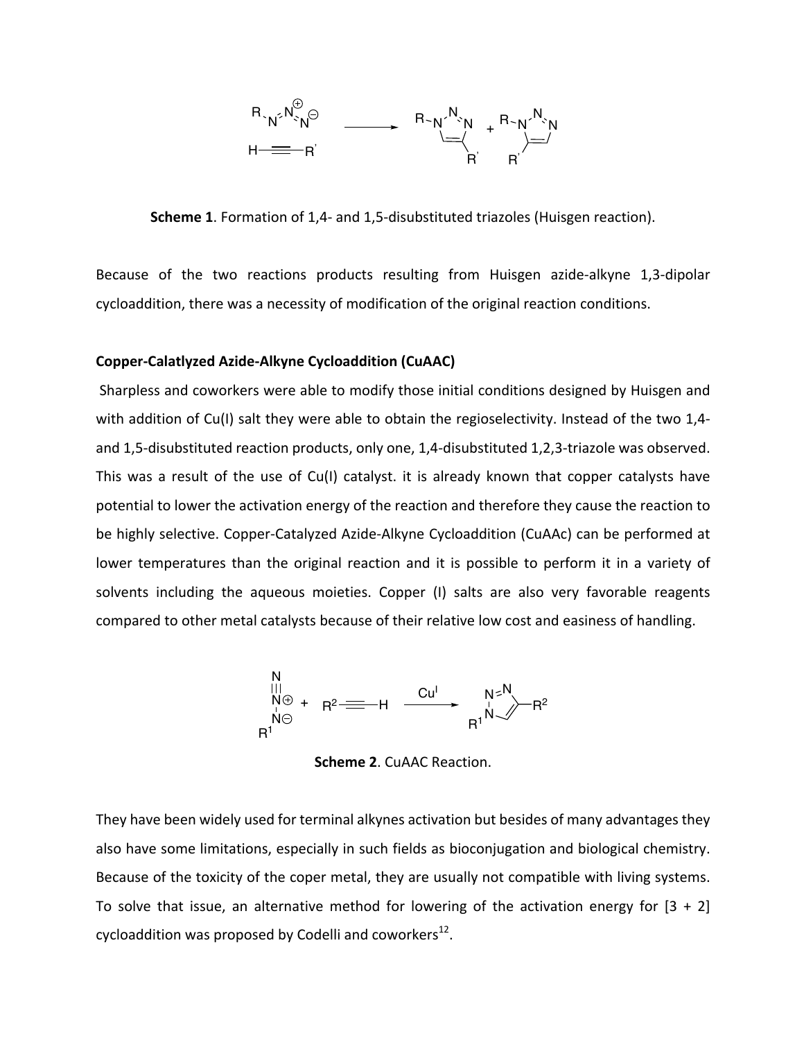**Scheme 1**. Formation of 1,4- and 1,5-disubstituted triazoles (Huisgen reaction).

Because of the two reactions products resulting from Huisgen azide-alkyne 1,3-dipolar cycloaddition, there was a necessity of modification of the original reaction conditions.

### Copper-Calatlyzed Azide-Alkyne Cycloaddition (CuAAC)

Sharpless and coworkers were able to modify those initial conditions designed by Huisgen and with addition of Cu(I) salt they were able to obtain the regioselectivity. Instead of the two 1,4- and 1,5-disubstituted reaction products, only one, 1,4-disubstituted 1,2,3-triazole was observed. This was a result of the use of Cu(I) catalyst. it is already known that copper catalysts have potential to lower the activation energy of the reaction and therefore they cause the reaction to be highly selective. Copper-Catalyzed Azide-Alkyne Cycloaddition (CuAAc) can be performed at lower temperatures than the original reaction and it is possible to perform it in a variety of solvents including the aqueous moieties. Copper (I) salts are also very favorable reagents compared to other metal catalysts because of their relative low cost and easiness of handling.

**Scheme 2**. CuAAC Reaction.

They have been widely used for terminal alkynes activation but besides of many advantages they also have some limitations, especially in such fields as bioconjugation and biological chemistry. Because of the toxicity of the coper metal, they are usually not compatible with living systems. To solve that issue, an alternative method for lowering of the activation energy for [3 + 2] cycloaddition was proposed by Codelli and coworkers[12].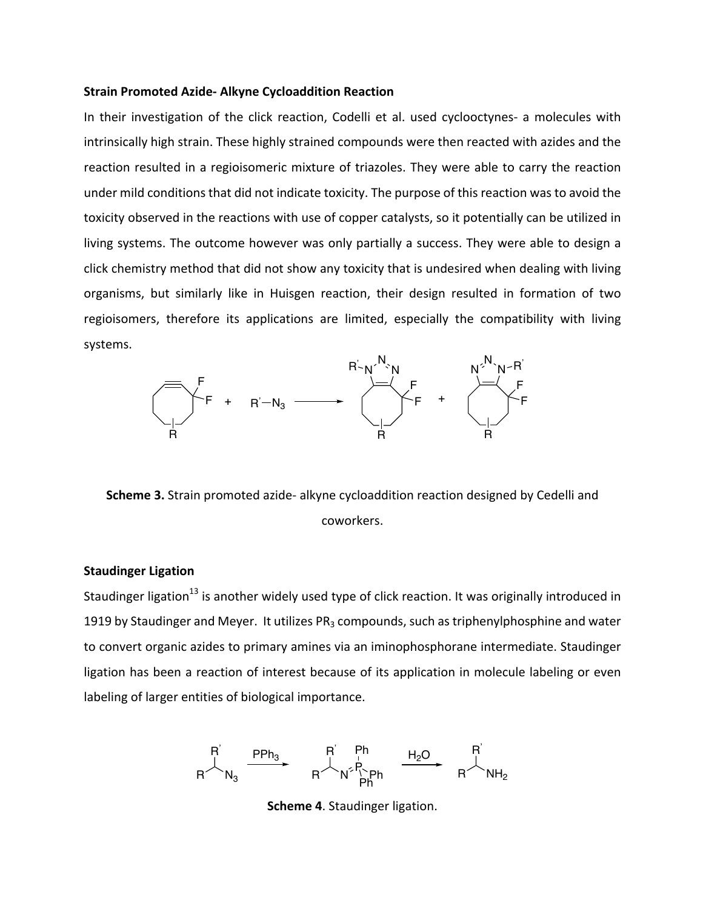**Strain Promoted Azide- Alkyne Cycloaddition Reaction**

In their investigation of the click reaction, Codelli et al. used cyclooctynes- a molecules with intrinsically high strain. These highly strained compounds were then reacted with azides and the reaction resulted in a regioisomeric mixture of triazoles. They were able to carry the reaction under mild conditions that did not indicate toxicity. The purpose of this reaction was to avoid the toxicity observed in the reactions with use of copper catalysts, so it potentially can be utilized in living systems. The outcome however was only partially a success. They were able to design a click chemistry method that did not show any toxicity that is undesired when dealing with living organisms, but similarly like in Huisgen reaction, their design resulted in formation of two regioisomers, therefore its applications are limited, especially the compatibility with living systems.

**Scheme 3.** Strain promoted azide- alkyne cycloaddition reaction designed by Cedelli and coworkers.

**Staudinger Ligation**

Staudinger ligation[13] is another widely used type of click reaction. It was originally introduced in 1919 by Staudinger and Meyer. It utilizes $PR_3$ compounds, such as triphenylphosphine and water to convert organic azides to primary amines via an iminophosphorane intermediate. Staudinger ligation has been a reaction of interest because of its application in molecule labeling or even labeling of larger entities of biological importance.

**Scheme 4**. Staudinger ligation.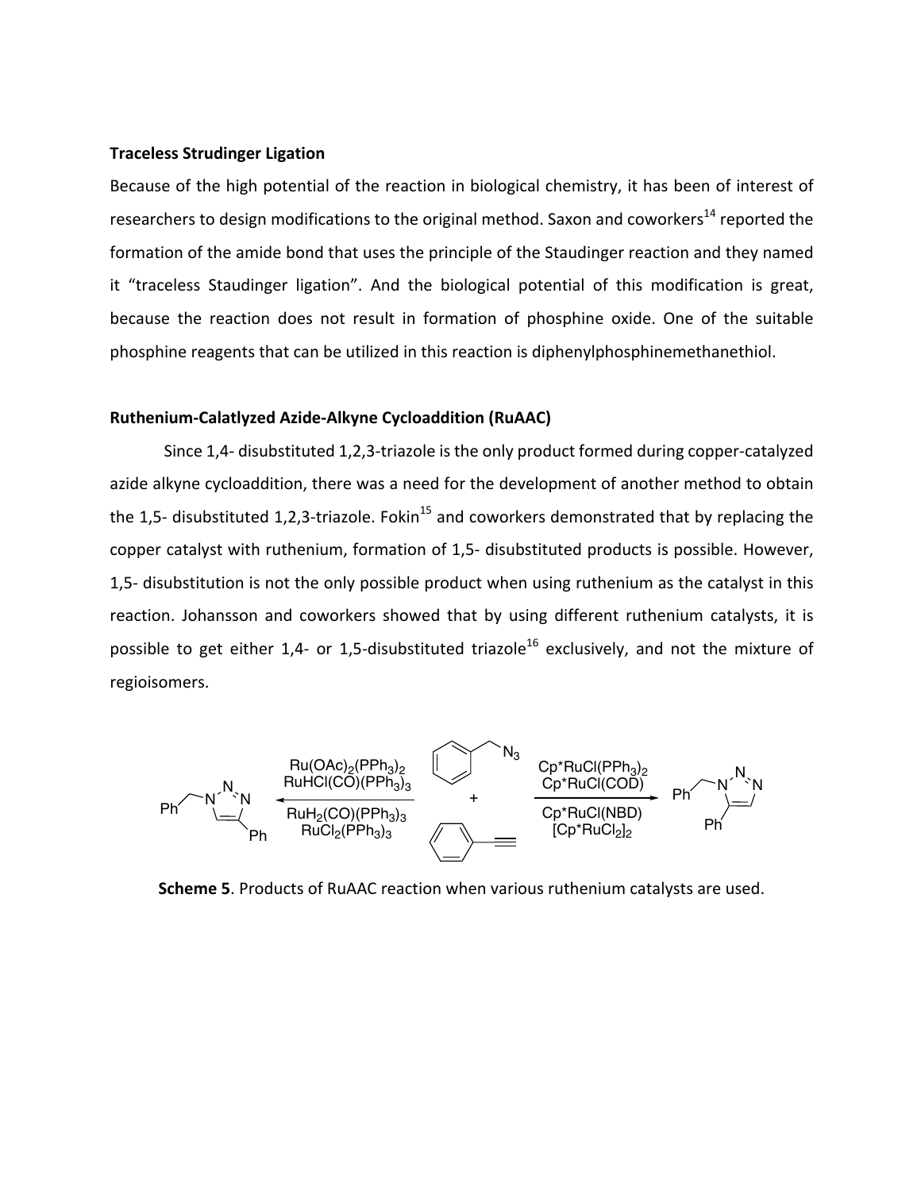**Traceless Strudinger Ligation**

Because of the high potential of the reaction in biological chemistry, it has been of interest of researchers to design modifications to the original method. Saxon and coworkers[14] reported the formation of the amide bond that uses the principle of the Staudinger reaction and they named it "traceless Staudinger ligation". And the biological potential of this modification is great, because the reaction does not result in formation of phosphine oxide. One of the suitable phosphine reagents that can be utilized in this reaction is diphenylphosphinemethanethiol.

**Ruthenium-Calatlyzed Azide-Alkyne Cycloaddition (RuAAC)**

Since 1,4- disubstituted 1,2,3-triazole is the only product formed during copper-catalyzed azide alkyne cycloaddition, there was a need for the development of another method to obtain the 1,5- disubstituted 1,2,3-triazole. Fokin[15] and coworkers demonstrated that by replacing the copper catalyst with ruthenium, formation of 1,5- disubstituted products is possible. However, 1,5- disubstitution is not the only possible product when using ruthenium as the catalyst in this reaction. Johansson and coworkers showed that by using different ruthenium catalysts, it is possible to get either 1,4- or 1,5-disubstituted triazole[16] exclusively, and not the mixture of regioisomers.

$Ru(OAc)_2(PPh_3)_2$, $RuHCl(CO)(PPh_3)_3$, $RuH_2(CO)(PPh_3)_3$, $RuCl_2(PPh_3)_3$ ← $N_3$ + ≡ → $Cp^*RuCl(PPh_3)_2$, $Cp^*RuCl(COD)$, $Cp^*RuCl(NBD)$, $[Cp^*RuCl_2]_2$

**Scheme 5**. Products of RuAAC reaction when various ruthenium catalysts are used.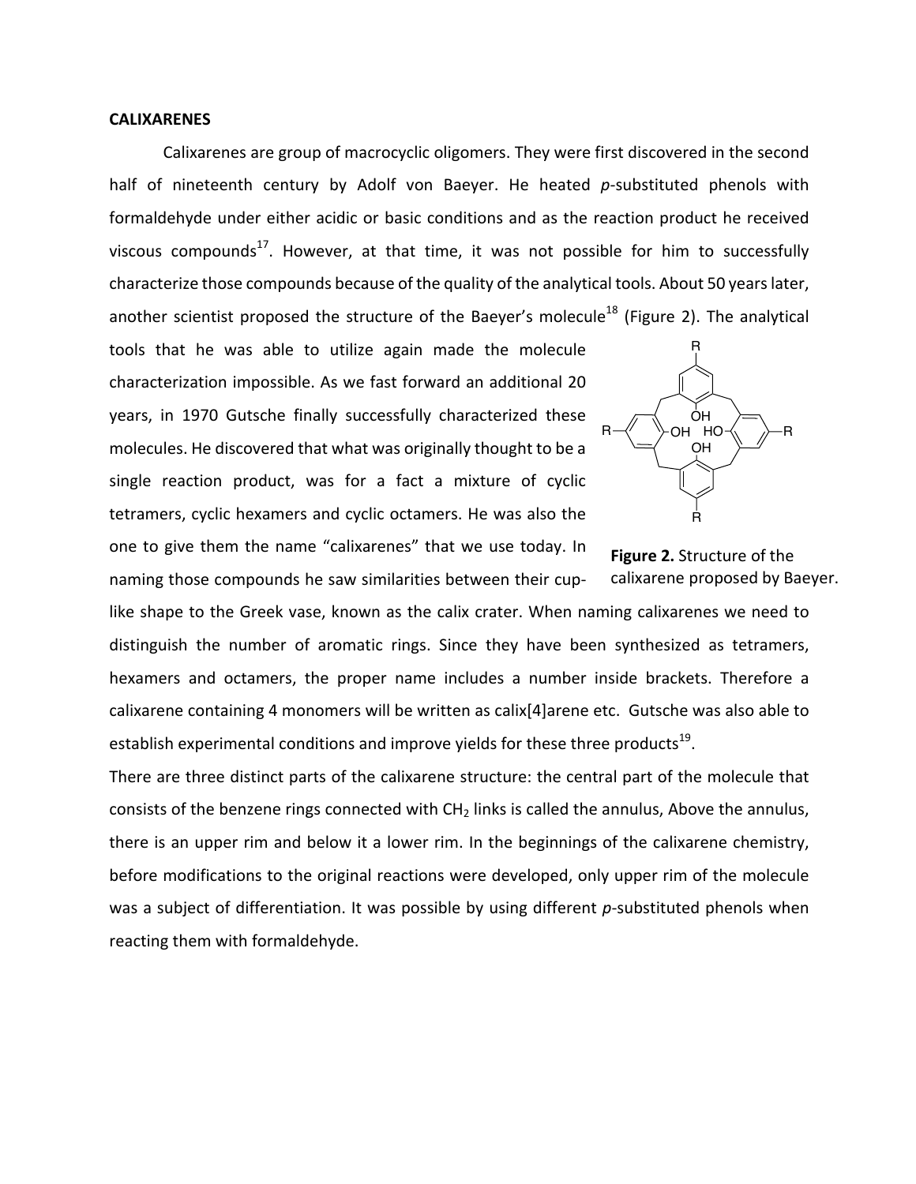**CALIXARENES**

Calixarenes are group of macrocyclic oligomers. They were first discovered in the second half of nineteenth century by Adolf von Baeyer. He heated *p*-substituted phenols with formaldehyde under either acidic or basic conditions and as the reaction product he received viscous compounds[17]. However, at that time, it was not possible for him to successfully characterize those compounds because of the quality of the analytical tools. About 50 years later, another scientist proposed the structure of the Baeyer's molecule[18] (Figure 2). The analytical tools that he was able to utilize again made the molecule characterization impossible. As we fast forward an additional 20 years, in 1970 Gutsche finally successfully characterized these molecules. He discovered that what was originally thought to be a single reaction product, was for a fact a mixture of cyclic tetramers, cyclic hexamers and cyclic octamers. He was also the one to give them the name "calixarenes" that we use today. In naming those compounds he saw similarities between their cup-like shape to the Greek vase, known as the calix crater. When naming calixarenes we need to distinguish the number of aromatic rings. Since they have been synthesized as tetramers, hexamers and octamers, the proper name includes a number inside brackets. Therefore a calixarene containing 4 monomers will be written as calix[4]arene etc. Gutsche was also able to establish experimental conditions and improve yields for these three products[19].

**Figure 2.** Structure of the calixarene proposed by Baeyer.

There are three distinct parts of the calixarene structure: the central part of the molecule that consists of the benzene rings connected with $CH_2$ links is called the annulus, Above the annulus, there is an upper rim and below it a lower rim. In the beginnings of the calixarene chemistry, before modifications to the original reactions were developed, only upper rim of the molecule was a subject of differentiation. It was possible by using different *p*-substituted phenols when reacting them with formaldehyde.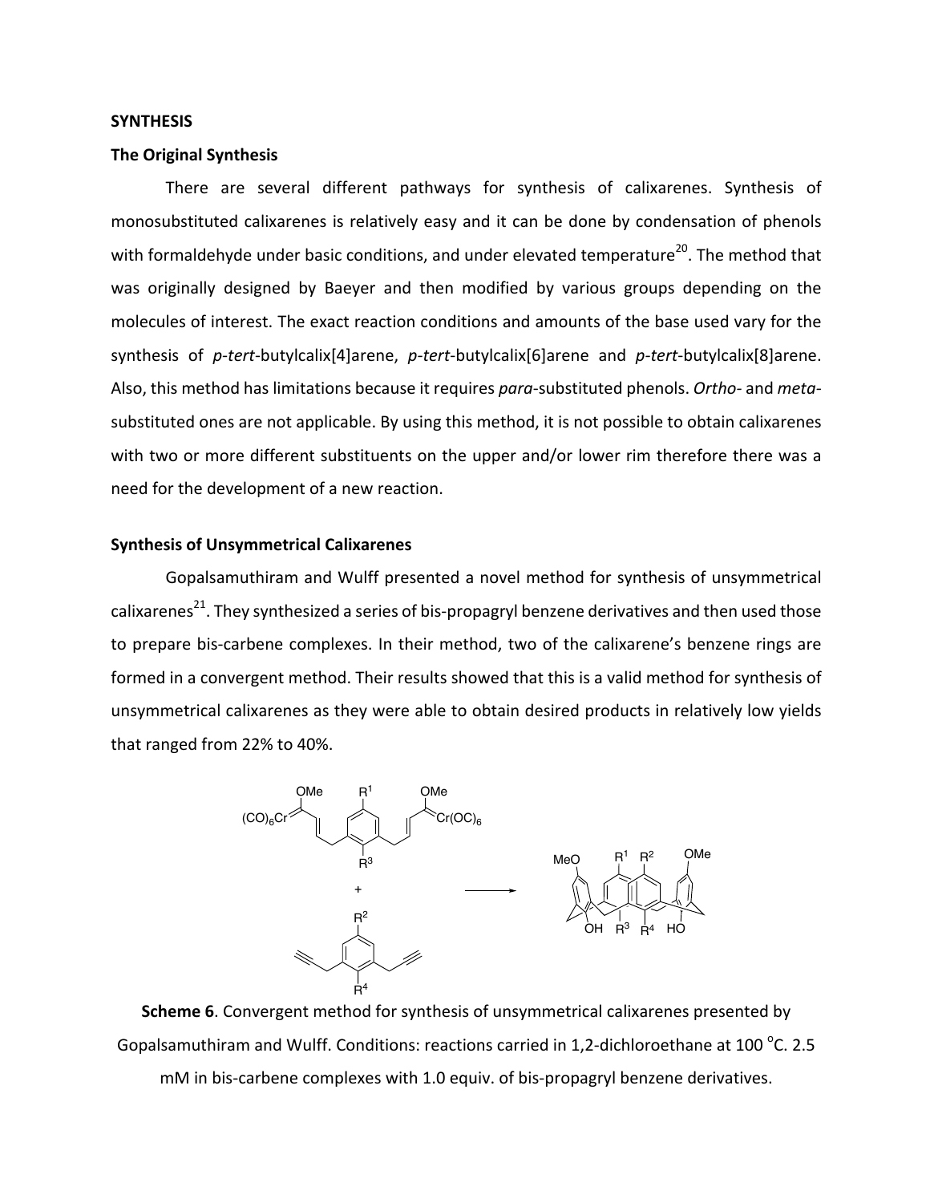**SYNTHESIS**

**The Original Synthesis**

There are several different pathways for synthesis of calixarenes. Synthesis of monosubstituted calixarenes is relatively easy and it can be done by condensation of phenols with formaldehyde under basic conditions, and under elevated temperature[20]. The method that was originally designed by Baeyer and then modified by various groups depending on the molecules of interest. The exact reaction conditions and amounts of the base used vary for the synthesis of *p-tert*-butylcalix[4]arene, *p-tert*-butylcalix[6]arene and *p-tert*-butylcalix[8]arene. Also, this method has limitations because it requires *para*-substituted phenols. *Ortho*- and *meta*-substituted ones are not applicable. By using this method, it is not possible to obtain calixarenes with two or more different substituents on the upper and/or lower rim therefore there was a need for the development of a new reaction.

**Synthesis of Unsymmetrical Calixarenes**

Gopalsamuthiram and Wulff presented a novel method for synthesis of unsymmetrical calixarenes[21]. They synthesized a series of bis-propagryl benzene derivatives and then used those to prepare bis-carbene complexes. In their method, two of the calixarene's benzene rings are formed in a convergent method. Their results showed that this is a valid method for synthesis of unsymmetrical calixarenes as they were able to obtain desired products in relatively low yields that ranged from 22% to 40%.

**Scheme 6**. Convergent method for synthesis of unsymmetrical calixarenes presented by Gopalsamuthiram and Wulff. Conditions: reactions carried in 1,2-dichloroethane at 100 °C. 2.5 mM in bis-carbene complexes with 1.0 equiv. of bis-propagryl benzene derivatives.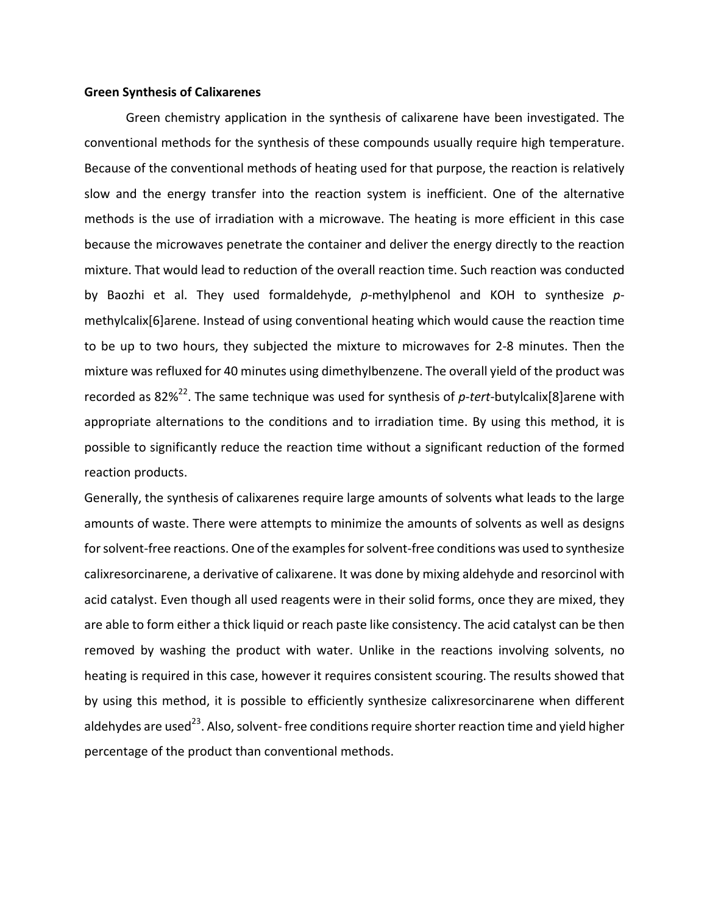**Green Synthesis of Calixarenes**

Green chemistry application in the synthesis of calixarene have been investigated. The conventional methods for the synthesis of these compounds usually require high temperature. Because of the conventional methods of heating used for that purpose, the reaction is relatively slow and the energy transfer into the reaction system is inefficient. One of the alternative methods is the use of irradiation with a microwave. The heating is more efficient in this case because the microwaves penetrate the container and deliver the energy directly to the reaction mixture. That would lead to reduction of the overall reaction time. Such reaction was conducted by Baozhi et al. They used formaldehyde, *p*-methylphenol and KOH to synthesize *p*-methylcalix[6]arene. Instead of using conventional heating which would cause the reaction time to be up to two hours, they subjected the mixture to microwaves for 2-8 minutes. Then the mixture was refluxed for 40 minutes using dimethylbenzene. The overall yield of the product was recorded as 82%[22]. The same technique was used for synthesis of *p-tert*-butylcalix[8]arene with appropriate alternations to the conditions and to irradiation time. By using this method, it is possible to significantly reduce the reaction time without a significant reduction of the formed reaction products.

Generally, the synthesis of calixarenes require large amounts of solvents what leads to the large amounts of waste. There were attempts to minimize the amounts of solvents as well as designs for solvent-free reactions. One of the examples for solvent-free conditions was used to synthesize calixresorcinarene, a derivative of calixarene. It was done by mixing aldehyde and resorcinol with acid catalyst. Even though all used reagents were in their solid forms, once they are mixed, they are able to form either a thick liquid or reach paste like consistency. The acid catalyst can be then removed by washing the product with water. Unlike in the reactions involving solvents, no heating is required in this case, however it requires consistent scouring. The results showed that by using this method, it is possible to efficiently synthesize calixresorcinarene when different aldehydes are used[23]. Also, solvent- free conditions require shorter reaction time and yield higher percentage of the product than conventional methods.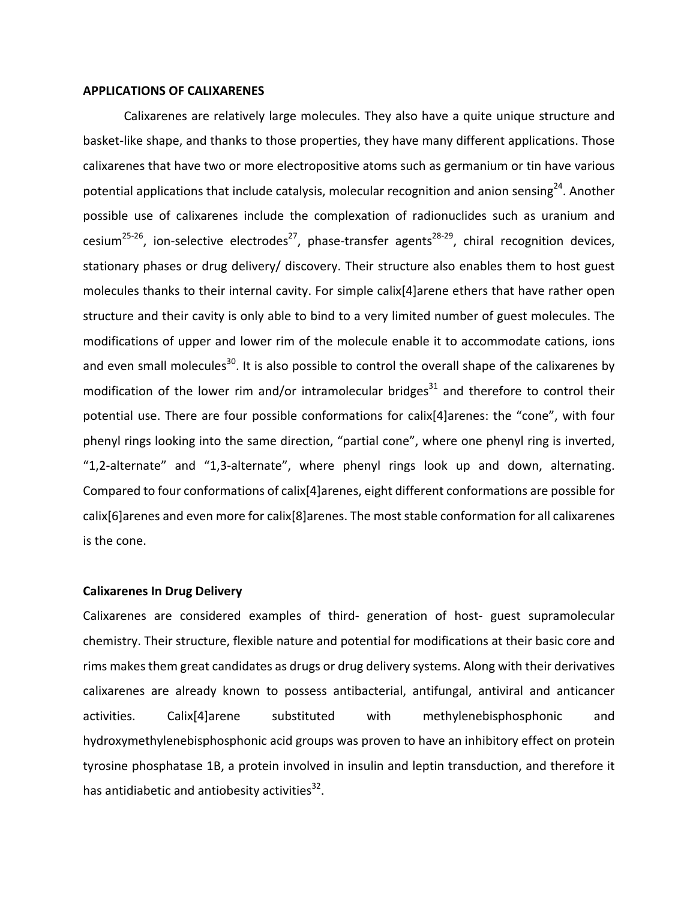**APPLICATIONS OF CALIXARENES**

Calixarenes are relatively large molecules. They also have a quite unique structure and basket-like shape, and thanks to those properties, they have many different applications. Those calixarenes that have two or more electropositive atoms such as germanium or tin have various potential applications that include catalysis, molecular recognition and anion sensing[24]. Another possible use of calixarenes include the complexation of radionuclides such as uranium and cesium[25-26], ion-selective electrodes[27], phase-transfer agents[28-29], chiral recognition devices, stationary phases or drug delivery/ discovery. Their structure also enables them to host guest molecules thanks to their internal cavity. For simple calix[4]arene ethers that have rather open structure and their cavity is only able to bind to a very limited number of guest molecules. The modifications of upper and lower rim of the molecule enable it to accommodate cations, ions and even small molecules[30]. It is also possible to control the overall shape of the calixarenes by modification of the lower rim and/or intramolecular bridges[31] and therefore to control their potential use. There are four possible conformations for calix[4]arenes: the "cone", with four phenyl rings looking into the same direction, "partial cone", where one phenyl ring is inverted, "1,2-alternate" and "1,3-alternate", where phenyl rings look up and down, alternating. Compared to four conformations of calix[4]arenes, eight different conformations are possible for calix[6]arenes and even more for calix[8]arenes. The most stable conformation for all calixarenes is the cone.

**Calixarenes In Drug Delivery**

Calixarenes are considered examples of third- generation of host- guest supramolecular chemistry. Their structure, flexible nature and potential for modifications at their basic core and rims makes them great candidates as drugs or drug delivery systems. Along with their derivatives calixarenes are already known to possess antibacterial, antifungal, antiviral and anticancer activities. Calix[4]arene substituted with methylenebisphosphonic and hydroxymethylenebisphosphonic acid groups was proven to have an inhibitory effect on protein tyrosine phosphatase 1B, a protein involved in insulin and leptin transduction, and therefore it has antidiabetic and antiobesity activities[32].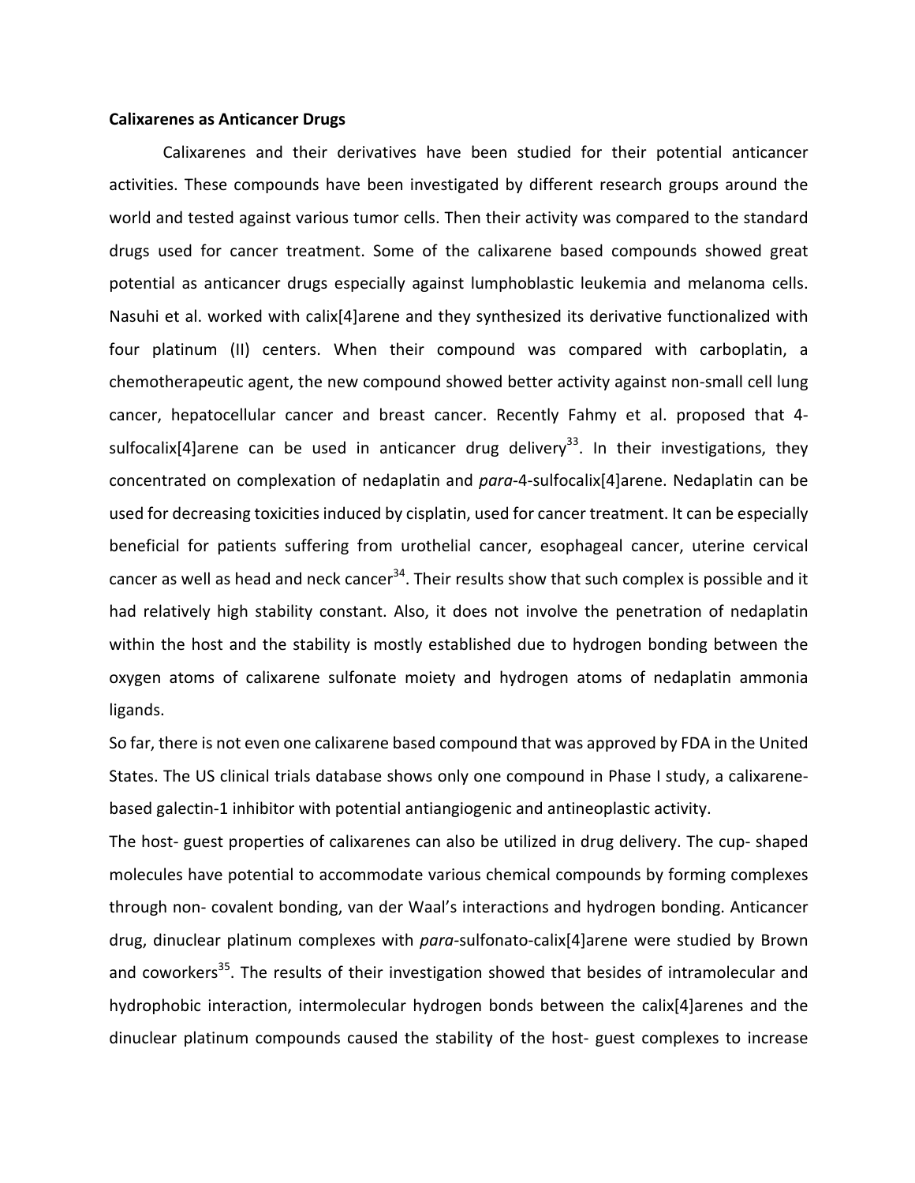**Calixarenes as Anticancer Drugs**

Calixarenes and their derivatives have been studied for their potential anticancer activities. These compounds have been investigated by different research groups around the world and tested against various tumor cells. Then their activity was compared to the standard drugs used for cancer treatment. Some of the calixarene based compounds showed great potential as anticancer drugs especially against lumphoblastic leukemia and melanoma cells. Nasuhi et al. worked with calix[4]arene and they synthesized its derivative functionalized with four platinum (II) centers. When their compound was compared with carboplatin, a chemotherapeutic agent, the new compound showed better activity against non-small cell lung cancer, hepatocellular cancer and breast cancer. Recently Fahmy et al. proposed that 4-sulfocalix[4]arene can be used in anticancer drug delivery[33]. In their investigations, they concentrated on complexation of nedaplatin and *para*-4-sulfocalix[4]arene. Nedaplatin can be used for decreasing toxicities induced by cisplatin, used for cancer treatment. It can be especially beneficial for patients suffering from urothelial cancer, esophageal cancer, uterine cervical cancer as well as head and neck cancer[34]. Their results show that such complex is possible and it had relatively high stability constant. Also, it does not involve the penetration of nedaplatin within the host and the stability is mostly established due to hydrogen bonding between the oxygen atoms of calixarene sulfonate moiety and hydrogen atoms of nedaplatin ammonia ligands.

So far, there is not even one calixarene based compound that was approved by FDA in the United States. The US clinical trials database shows only one compound in Phase I study, a calixarene-based galectin-1 inhibitor with potential antiangiogenic and antineoplastic activity.

The host- guest properties of calixarenes can also be utilized in drug delivery. The cup- shaped molecules have potential to accommodate various chemical compounds by forming complexes through non- covalent bonding, van der Waal's interactions and hydrogen bonding. Anticancer drug, dinuclear platinum complexes with *para*-sulfonato-calix[4]arene were studied by Brown and coworkers[35]. The results of their investigation showed that besides of intramolecular and hydrophobic interaction, intermolecular hydrogen bonds between the calix[4]arenes and the dinuclear platinum compounds caused the stability of the host- guest complexes to increase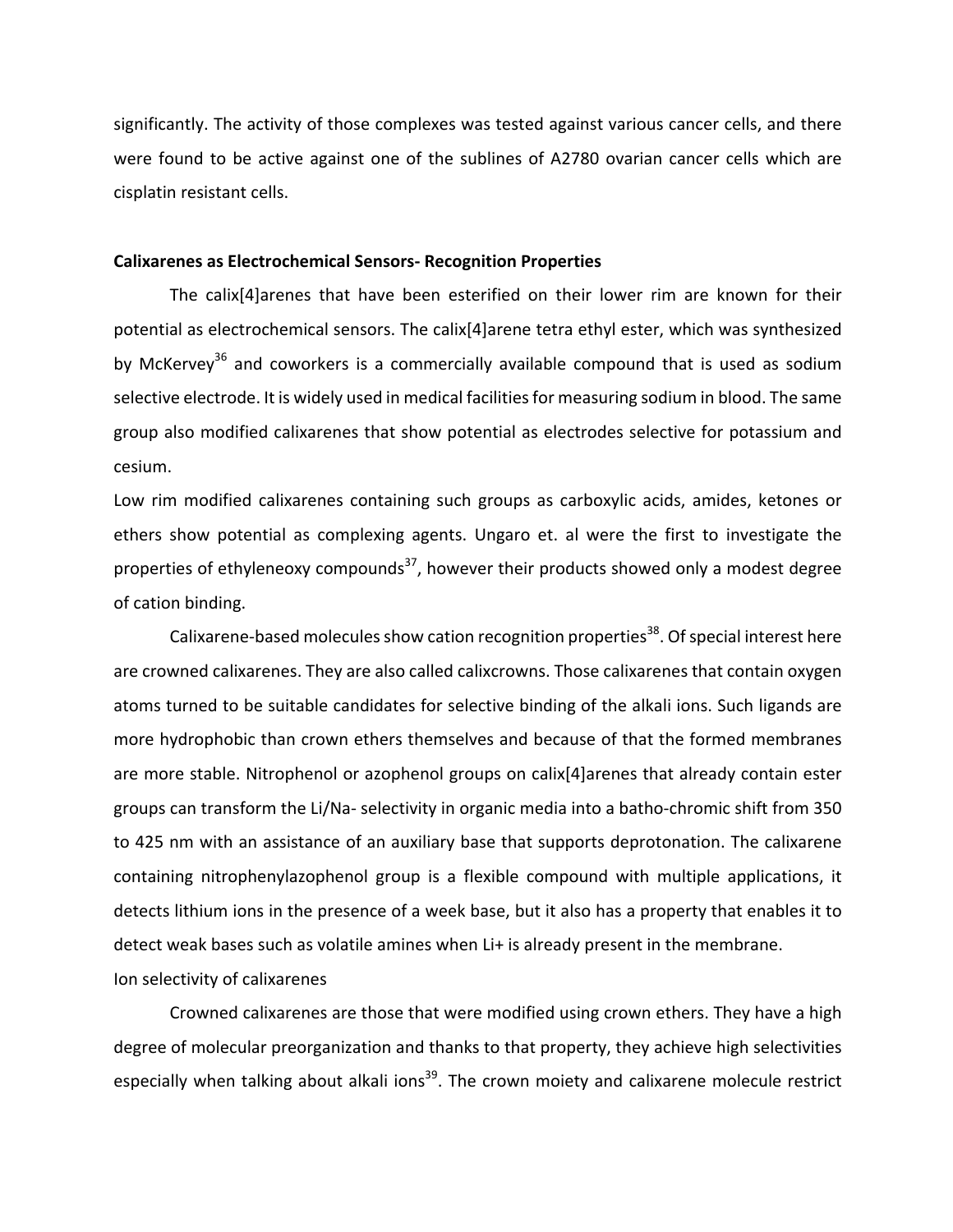significantly. The activity of those complexes was tested against various cancer cells, and there were found to be active against one of the sublines of A2780 ovarian cancer cells which are cisplatin resistant cells.

**Calixarenes as Electrochemical Sensors- Recognition Properties**

The calix[4]arenes that have been esterified on their lower rim are known for their potential as electrochemical sensors. The calix[4]arene tetra ethyl ester, which was synthesized by McKervey[36] and coworkers is a commercially available compound that is used as sodium selective electrode. It is widely used in medical facilities for measuring sodium in blood. The same group also modified calixarenes that show potential as electrodes selective for potassium and cesium.

Low rim modified calixarenes containing such groups as carboxylic acids, amides, ketones or ethers show potential as complexing agents. Ungaro et. al were the first to investigate the properties of ethyleneoxy compounds[37], however their products showed only a modest degree of cation binding.

Calixarene-based molecules show cation recognition properties[38]. Of special interest here are crowned calixarenes. They are also called calixcrowns. Those calixarenes that contain oxygen atoms turned to be suitable candidates for selective binding of the alkali ions. Such ligands are more hydrophobic than crown ethers themselves and because of that the formed membranes are more stable. Nitrophenol or azophenol groups on calix[4]arenes that already contain ester groups can transform the Li/Na- selectivity in organic media into a batho-chromic shift from 350 to 425 nm with an assistance of an auxiliary base that supports deprotonation. The calixarene containing nitrophenylazophenol group is a flexible compound with multiple applications, it detects lithium ions in the presence of a week base, but it also has a property that enables it to detect weak bases such as volatile amines when Li+ is already present in the membrane.

Ion selectivity of calixarenes

Crowned calixarenes are those that were modified using crown ethers. They have a high degree of molecular preorganization and thanks to that property, they achieve high selectivities especially when talking about alkali ions[39]. The crown moiety and calixarene molecule restrict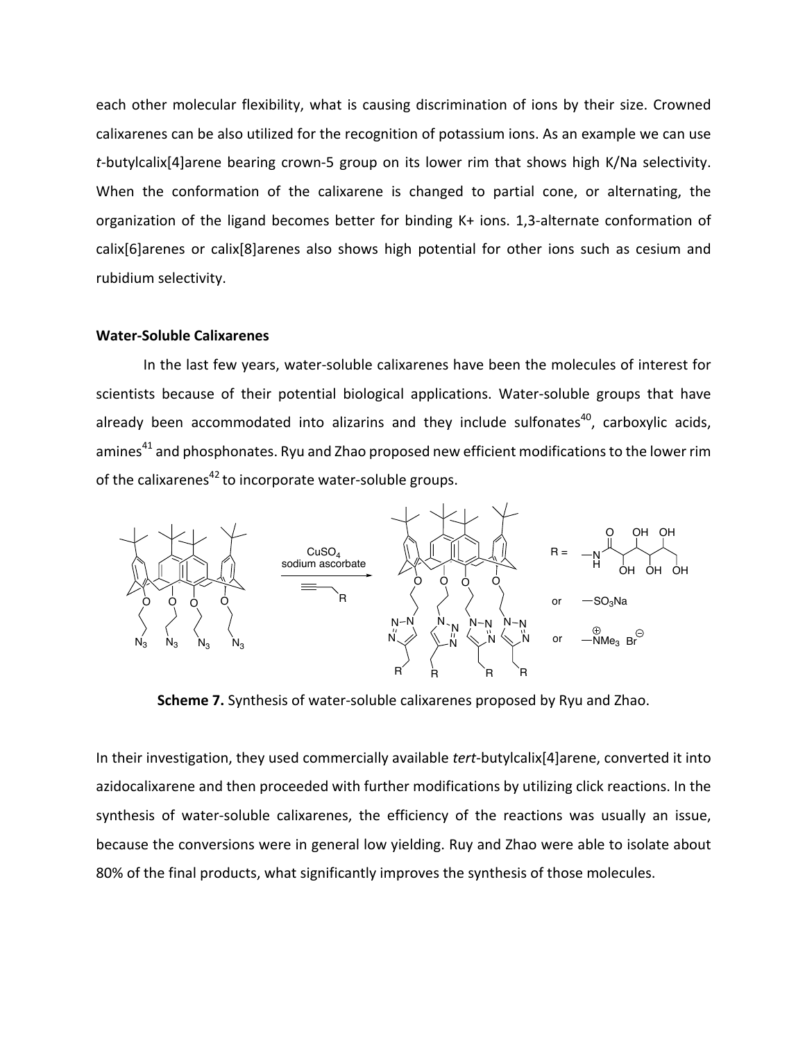each other molecular flexibility, what is causing discrimination of ions by their size. Crowned calixarenes can be also utilized for the recognition of potassium ions. As an example we can use *t*-butylcalix[4]arene bearing crown-5 group on its lower rim that shows high K/Na selectivity. When the conformation of the calixarene is changed to partial cone, or alternating, the organization of the ligand becomes better for binding K+ ions. 1,3-alternate conformation of calix[6]arenes or calix[8]arenes also shows high potential for other ions such as cesium and rubidium selectivity.

**Water-Soluble Calixarenes**

In the last few years, water-soluble calixarenes have been the molecules of interest for scientists because of their potential biological applications. Water-soluble groups that have already been accommodated into alizarins and they include sulfonates[40], carboxylic acids, amines[41] and phosphonates. Ryu and Zhao proposed new efficient modifications to the lower rim of the calixarenes[42] to incorporate water-soluble groups.

**Scheme 7.** Synthesis of water-soluble calixarenes proposed by Ryu and Zhao.

In their investigation, they used commercially available *tert*-butylcalix[4]arene, converted it into azidocalixarene and then proceeded with further modifications by utilizing click reactions. In the synthesis of water-soluble calixarenes, the efficiency of the reactions was usually an issue, because the conversions were in general low yielding. Ruy and Zhao were able to isolate about 80% of the final products, what significantly improves the synthesis of those molecules.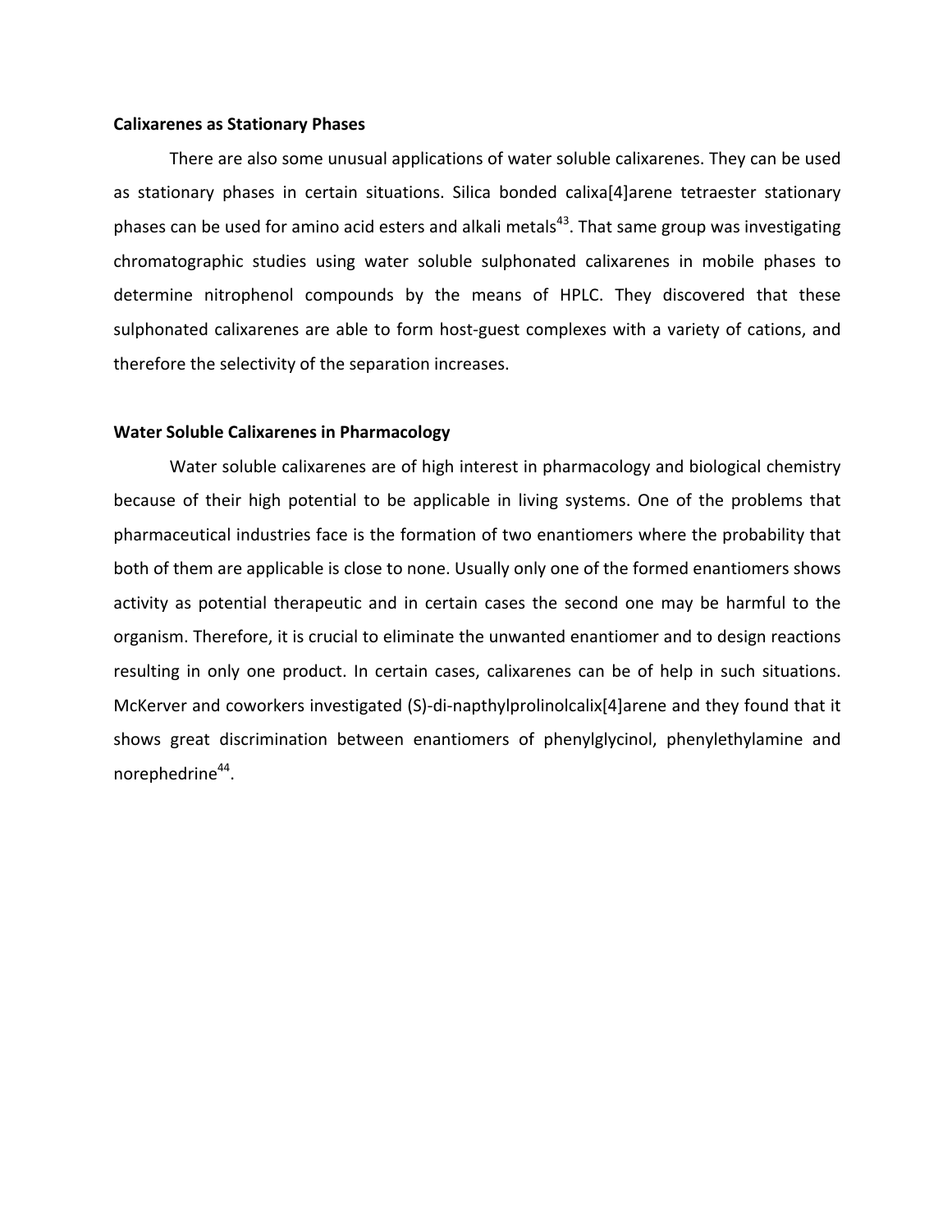**Calixarenes as Stationary Phases**

There are also some unusual applications of water soluble calixarenes. They can be used as stationary phases in certain situations. Silica bonded calixa[4]arene tetraester stationary phases can be used for amino acid esters and alkali metals[43]. That same group was investigating chromatographic studies using water soluble sulphonated calixarenes in mobile phases to determine nitrophenol compounds by the means of HPLC. They discovered that these sulphonated calixarenes are able to form host-guest complexes with a variety of cations, and therefore the selectivity of the separation increases.

**Water Soluble Calixarenes in Pharmacology**

Water soluble calixarenes are of high interest in pharmacology and biological chemistry because of their high potential to be applicable in living systems. One of the problems that pharmaceutical industries face is the formation of two enantiomers where the probability that both of them are applicable is close to none. Usually only one of the formed enantiomers shows activity as potential therapeutic and in certain cases the second one may be harmful to the organism. Therefore, it is crucial to eliminate the unwanted enantiomer and to design reactions resulting in only one product. In certain cases, calixarenes can be of help in such situations. McKerver and coworkers investigated (S)-di-napthylprolinolcalix[4]arene and they found that it shows great discrimination between enantiomers of phenylglycinol, phenylethylamine and norephedrine[44].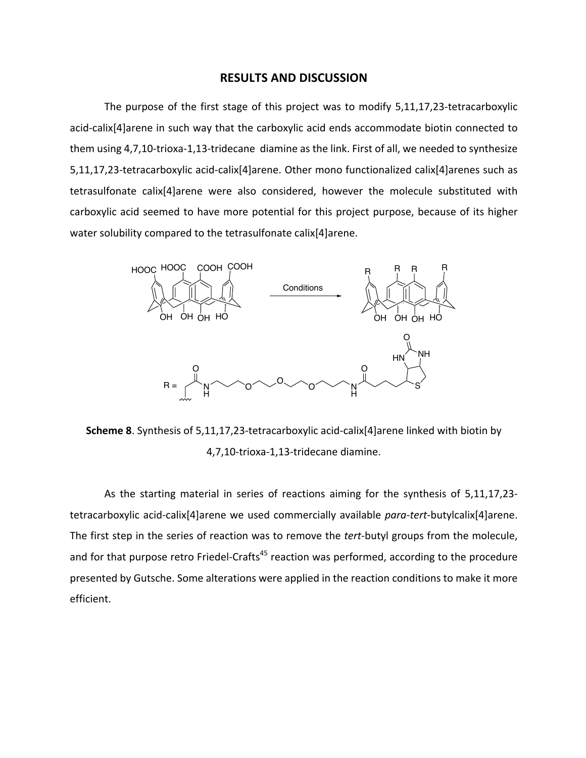## RESULTS AND DISCUSSION

The purpose of the first stage of this project was to modify 5,11,17,23-tetracarboxylic acid-calix[4]arene in such way that the carboxylic acid ends accommodate biotin connected to them using 4,7,10-trioxa-1,13-tridecane diamine as the link. First of all, we needed to synthesize 5,11,17,23-tetracarboxylic acid-calix[4]arene. Other mono functionalized calix[4]arenes such as tetrasulfonate calix[4]arene were also considered, however the molecule substituted with carboxylic acid seemed to have more potential for this project purpose, because of its higher water solubility compared to the tetrasulfonate calix[4]arene.

**Scheme 8**. Synthesis of 5,11,17,23-tetracarboxylic acid-calix[4]arene linked with biotin by 4,7,10-trioxa-1,13-tridecane diamine.

As the starting material in series of reactions aiming for the synthesis of 5,11,17,23-tetracarboxylic acid-calix[4]arene we used commercially available *para-tert*-butylcalix[4]arene. The first step in the series of reaction was to remove the *tert*-butyl groups from the molecule, and for that purpose retro Friedel-Crafts[45] reaction was performed, according to the procedure presented by Gutsche. Some alterations were applied in the reaction conditions to make it more efficient.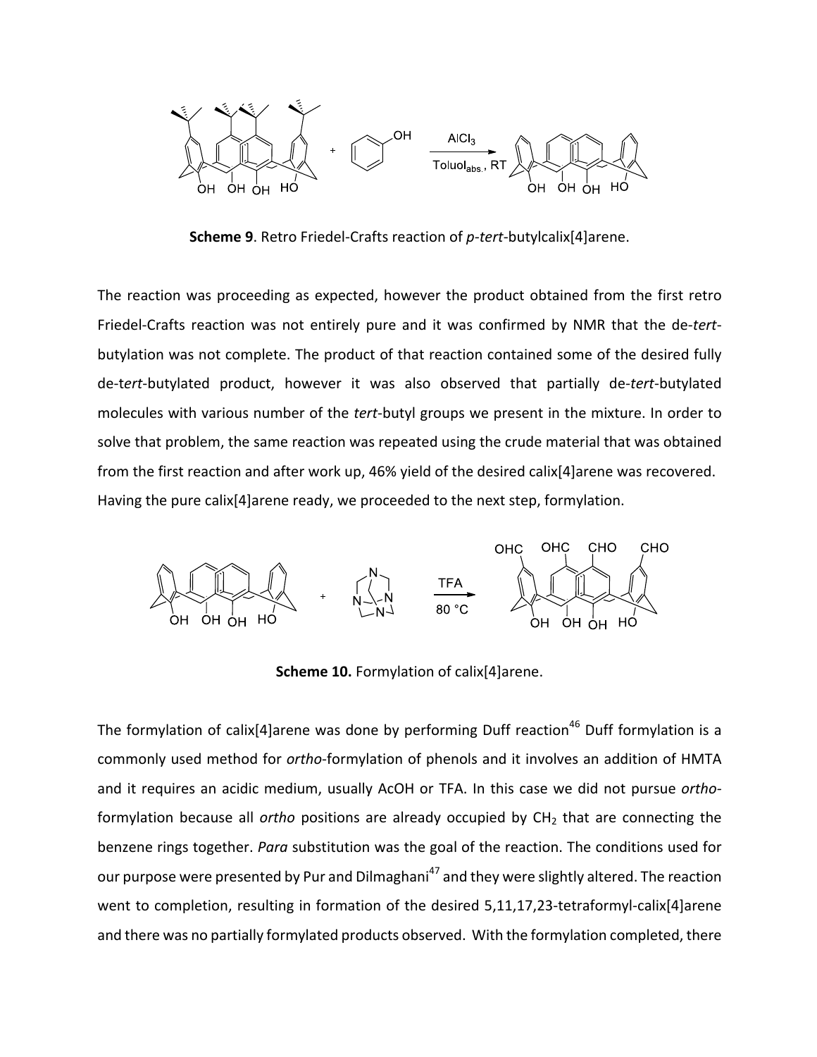**Scheme 9**. Retro Friedel-Crafts reaction of *p*-*tert*-butylcalix[4]arene.

The reaction was proceeding as expected, however the product obtained from the first retro Friedel-Crafts reaction was not entirely pure and it was confirmed by NMR that the de-*tert*-butylation was not complete. The product of that reaction contained some of the desired fully de-t*ert*-butylated product, however it was also observed that partially de-*tert*-butylated molecules with various number of the *tert*-butyl groups we present in the mixture. In order to solve that problem, the same reaction was repeated using the crude material that was obtained from the first reaction and after work up, 46% yield of the desired calix[4]arene was recovered. Having the pure calix[4]arene ready, we proceeded to the next step, formylation.

**Scheme 10.** Formylation of calix[4]arene.

The formylation of calix[4]arene was done by performing Duff reaction[46] Duff formylation is a commonly used method for *ortho*-formylation of phenols and it involves an addition of HMTA and it requires an acidic medium, usually AcOH or TFA. In this case we did not pursue *ortho*-formylation because all *ortho* positions are already occupied by $CH_2$ that are connecting the benzene rings together. *Para* substitution was the goal of the reaction. The conditions used for our purpose were presented by Pur and Dilmaghani[47] and they were slightly altered. The reaction went to completion, resulting in formation of the desired 5,11,17,23-tetraformyl-calix[4]arene and there was no partially formylated products observed. With the formylation completed, there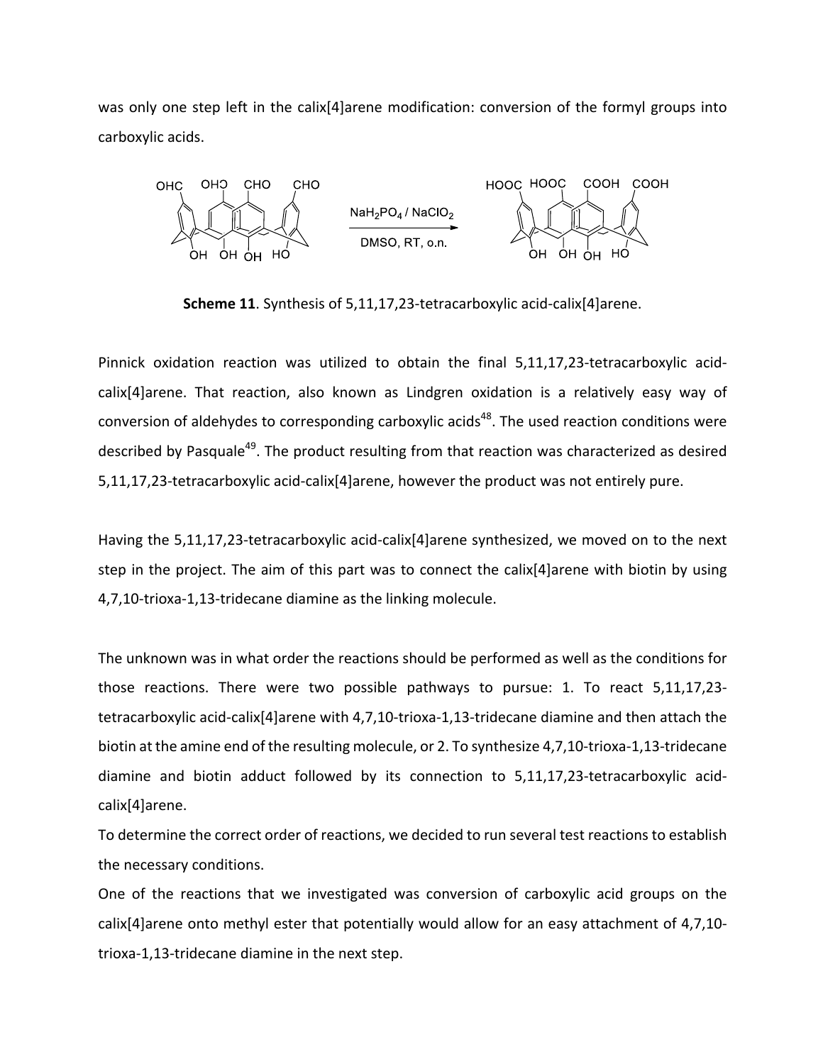was only one step left in the calix[4]arene modification: conversion of the formyl groups into carboxylic acids.

**Scheme 11**. Synthesis of 5,11,17,23-tetracarboxylic acid-calix[4]arene.

Pinnick oxidation reaction was utilized to obtain the final 5,11,17,23-tetracarboxylic acid-calix[4]arene. That reaction, also known as Lindgren oxidation is a relatively easy way of conversion of aldehydes to corresponding carboxylic acids[48]. The used reaction conditions were described by Pasquale[49]. The product resulting from that reaction was characterized as desired 5,11,17,23-tetracarboxylic acid-calix[4]arene, however the product was not entirely pure.

Having the 5,11,17,23-tetracarboxylic acid-calix[4]arene synthesized, we moved on to the next step in the project. The aim of this part was to connect the calix[4]arene with biotin by using 4,7,10-trioxa-1,13-tridecane diamine as the linking molecule.

The unknown was in what order the reactions should be performed as well as the conditions for those reactions. There were two possible pathways to pursue: 1. To react 5,11,17,23-tetracarboxylic acid-calix[4]arene with 4,7,10-trioxa-1,13-tridecane diamine and then attach the biotin at the amine end of the resulting molecule, or 2. To synthesize 4,7,10-trioxa-1,13-tridecane diamine and biotin adduct followed by its connection to 5,11,17,23-tetracarboxylic acid-calix[4]arene.

To determine the correct order of reactions, we decided to run several test reactions to establish the necessary conditions.

One of the reactions that we investigated was conversion of carboxylic acid groups on the calix[4]arene onto methyl ester that potentially would allow for an easy attachment of 4,7,10-trioxa-1,13-tridecane diamine in the next step.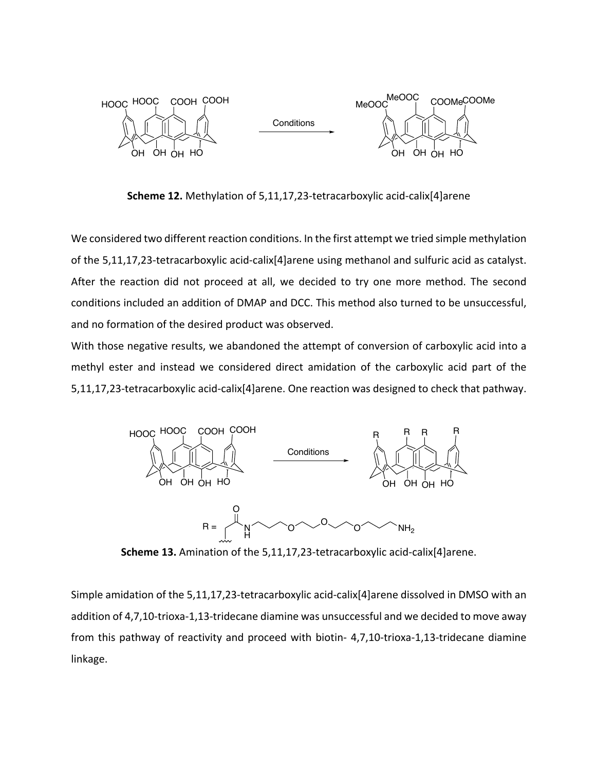**Scheme 12.** Methylation of 5,11,17,23-tetracarboxylic acid-calix[4]arene

We considered two different reaction conditions. In the first attempt we tried simple methylation of the 5,11,17,23-tetracarboxylic acid-calix[4]arene using methanol and sulfuric acid as catalyst. After the reaction did not proceed at all, we decided to try one more method. The second conditions included an addition of DMAP and DCC. This method also turned to be unsuccessful, and no formation of the desired product was observed.

With those negative results, we abandoned the attempt of conversion of carboxylic acid into a methyl ester and instead we considered direct amidation of the carboxylic acid part of the 5,11,17,23-tetracarboxylic acid-calix[4]arene. One reaction was designed to check that pathway.

**Scheme 13.** Amination of the 5,11,17,23-tetracarboxylic acid-calix[4]arene.

Simple amidation of the 5,11,17,23-tetracarboxylic acid-calix[4]arene dissolved in DMSO with an addition of 4,7,10-trioxa-1,13-tridecane diamine was unsuccessful and we decided to move away from this pathway of reactivity and proceed with biotin- 4,7,10-trioxa-1,13-tridecane diamine linkage.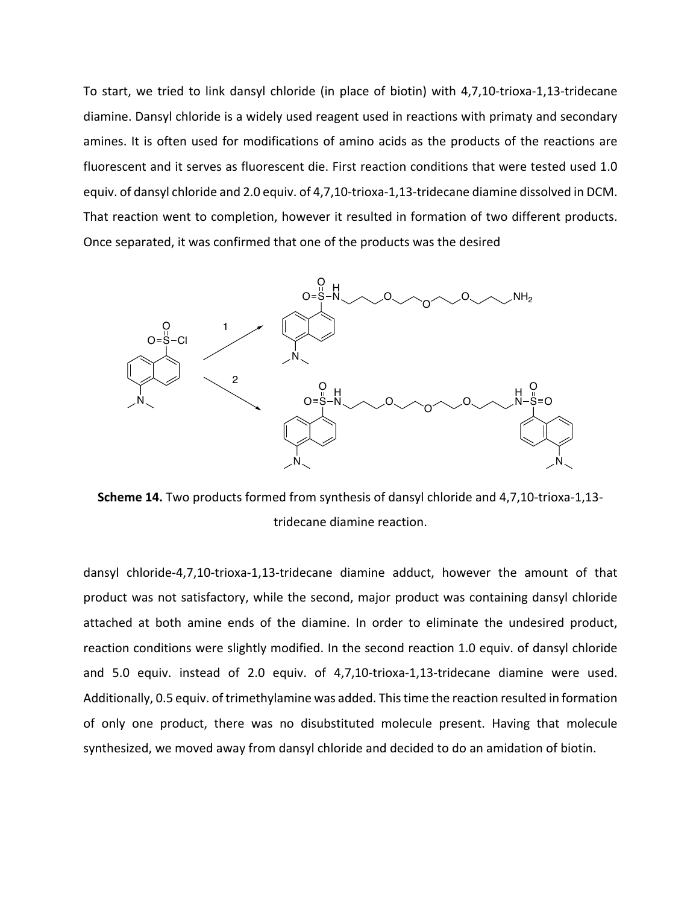To start, we tried to link dansyl chloride (in place of biotin) with 4,7,10-trioxa-1,13-tridecane diamine. Dansyl chloride is a widely used reagent used in reactions with primaty and secondary amines. It is often used for modifications of amino acids as the products of the reactions are fluorescent and it serves as fluorescent die. First reaction conditions that were tested used 1.0 equiv. of dansyl chloride and 2.0 equiv. of 4,7,10-trioxa-1,13-tridecane diamine dissolved in DCM. That reaction went to completion, however it resulted in formation of two different products. Once separated, it was confirmed that one of the products was the desired

**Scheme 14.** Two products formed from synthesis of dansyl chloride and 4,7,10-trioxa-1,13-tridecane diamine reaction.

dansyl chloride-4,7,10-trioxa-1,13-tridecane diamine adduct, however the amount of that product was not satisfactory, while the second, major product was containing dansyl chloride attached at both amine ends of the diamine. In order to eliminate the undesired product, reaction conditions were slightly modified. In the second reaction 1.0 equiv. of dansyl chloride and 5.0 equiv. instead of 2.0 equiv. of 4,7,10-trioxa-1,13-tridecane diamine were used. Additionally, 0.5 equiv. of trimethylamine was added. This time the reaction resulted in formation of only one product, there was no disubstituted molecule present. Having that molecule synthesized, we moved away from dansyl chloride and decided to do an amidation of biotin.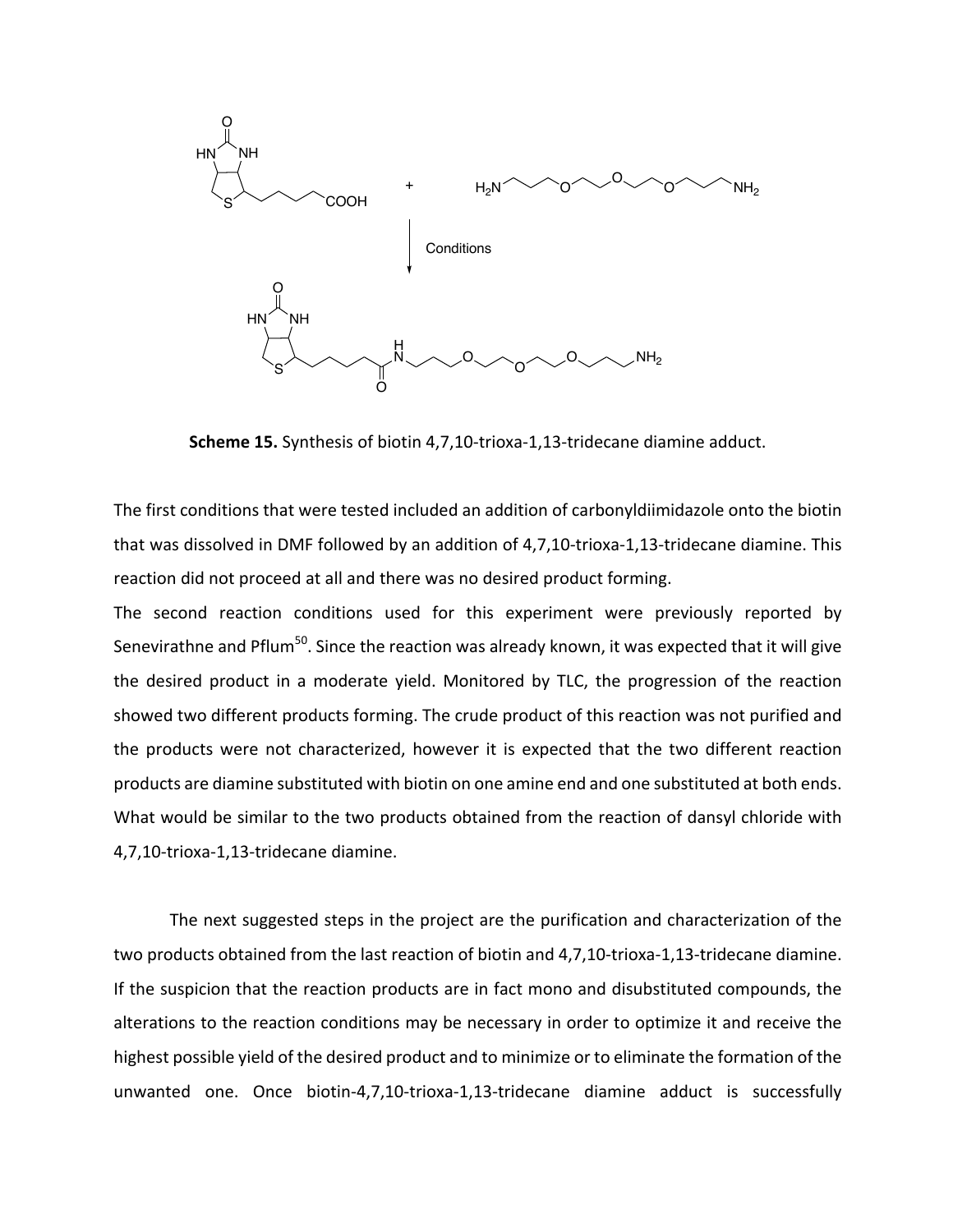**Scheme 15.** Synthesis of biotin 4,7,10-trioxa-1,13-tridecane diamine adduct.

The first conditions that were tested included an addition of carbonyldiimidazole onto the biotin that was dissolved in DMF followed by an addition of 4,7,10-trioxa-1,13-tridecane diamine. This reaction did not proceed at all and there was no desired product forming.

The second reaction conditions used for this experiment were previously reported by Senevirathne and Pflum[50]. Since the reaction was already known, it was expected that it will give the desired product in a moderate yield. Monitored by TLC, the progression of the reaction showed two different products forming. The crude product of this reaction was not purified and the products were not characterized, however it is expected that the two different reaction products are diamine substituted with biotin on one amine end and one substituted at both ends. What would be similar to the two products obtained from the reaction of dansyl chloride with 4,7,10-trioxa-1,13-tridecane diamine.

The next suggested steps in the project are the purification and characterization of the two products obtained from the last reaction of biotin and 4,7,10-trioxa-1,13-tridecane diamine. If the suspicion that the reaction products are in fact mono and disubstituted compounds, the alterations to the reaction conditions may be necessary in order to optimize it and receive the highest possible yield of the desired product and to minimize or to eliminate the formation of the unwanted one. Once biotin-4,7,10-trioxa-1,13-tridecane diamine adduct is successfully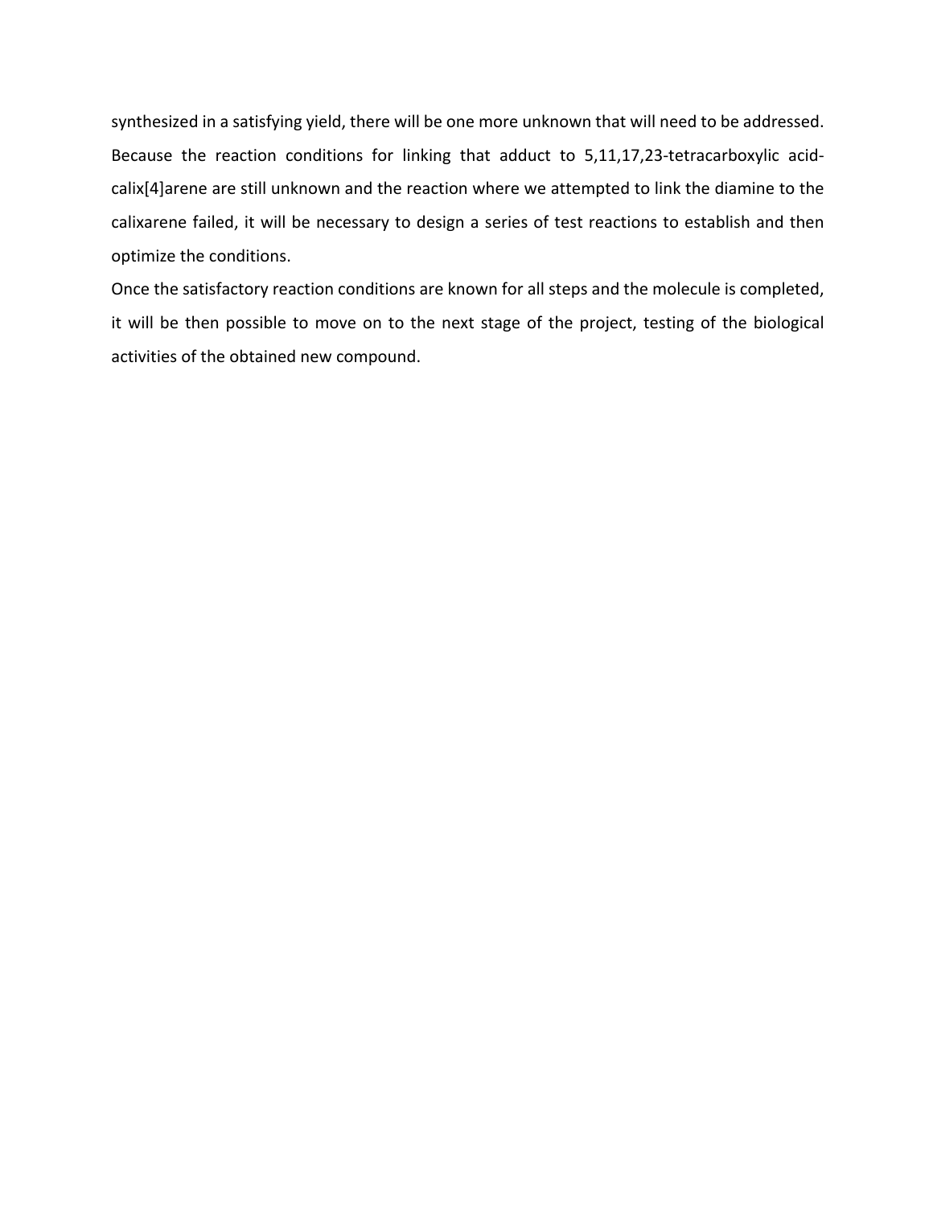synthesized in a satisfying yield, there will be one more unknown that will need to be addressed. Because the reaction conditions for linking that adduct to 5,11,17,23-tetracarboxylic acid-calix[4]arene are still unknown and the reaction where we attempted to link the diamine to the calixarene failed, it will be necessary to design a series of test reactions to establish and then optimize the conditions.

Once the satisfactory reaction conditions are known for all steps and the molecule is completed, it will be then possible to move on to the next stage of the project, testing of the biological activities of the obtained new compound.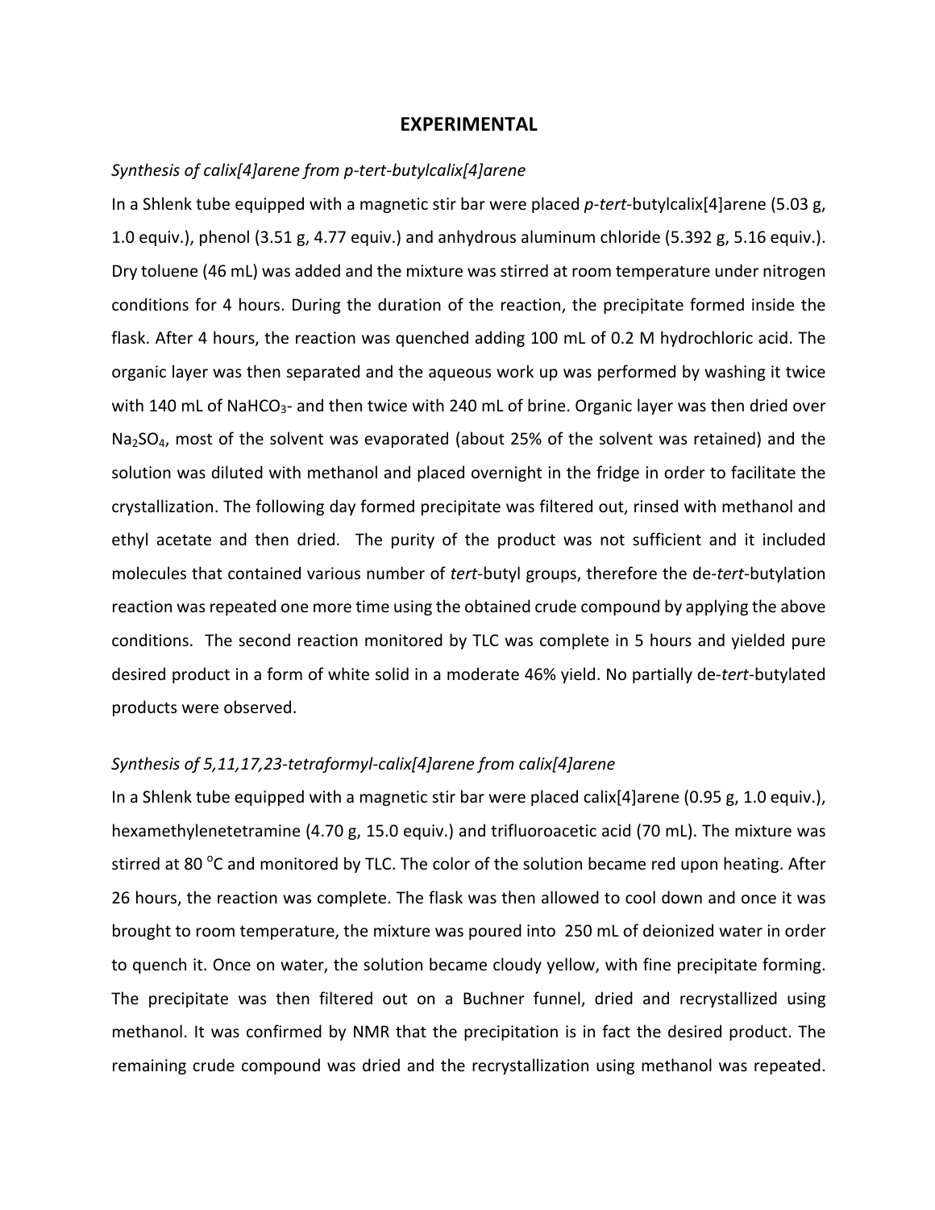## EXPERIMENTAL

*Synthesis of calix[4]arene from p-tert-butylcalix[4]arene*

In a Shlenk tube equipped with a magnetic stir bar were placed *p-tert*-butylcalix[4]arene (5.03 g, 1.0 equiv.), phenol (3.51 g, 4.77 equiv.) and anhydrous aluminum chloride (5.392 g, 5.16 equiv.). Dry toluene (46 mL) was added and the mixture was stirred at room temperature under nitrogen conditions for 4 hours. During the duration of the reaction, the precipitate formed inside the flask. After 4 hours, the reaction was quenched adding 100 mL of 0.2 M hydrochloric acid. The organic layer was then separated and the aqueous work up was performed by washing it twice with 140 mL of $NaHCO_3$- and then twice with 240 mL of brine. Organic layer was then dried over $Na_2SO_4$, most of the solvent was evaporated (about 25% of the solvent was retained) and the solution was diluted with methanol and placed overnight in the fridge in order to facilitate the crystallization. The following day formed precipitate was filtered out, rinsed with methanol and ethyl acetate and then dried. The purity of the product was not sufficient and it included molecules that contained various number of *tert*-butyl groups, therefore the de-*tert*-butylation reaction was repeated one more time using the obtained crude compound by applying the above conditions. The second reaction monitored by TLC was complete in 5 hours and yielded pure desired product in a form of white solid in a moderate 46% yield. No partially de-*tert*-butylated products were observed.

*Synthesis of 5,11,17,23-tetraformyl-calix[4]arene from calix[4]arene*

In a Shlenk tube equipped with a magnetic stir bar were placed calix[4]arene (0.95 g, 1.0 equiv.), hexamethylenetetramine (4.70 g, 15.0 equiv.) and trifluoroacetic acid (70 mL). The mixture was stirred at 80 °C and monitored by TLC. The color of the solution became red upon heating. After 26 hours, the reaction was complete. The flask was then allowed to cool down and once it was brought to room temperature, the mixture was poured into 250 mL of deionized water in order to quench it. Once on water, the solution became cloudy yellow, with fine precipitate forming. The precipitate was then filtered out on a Buchner funnel, dried and recrystallized using methanol. It was confirmed by NMR that the precipitation is in fact the desired product. The remaining crude compound was dried and the recrystallization using methanol was repeated.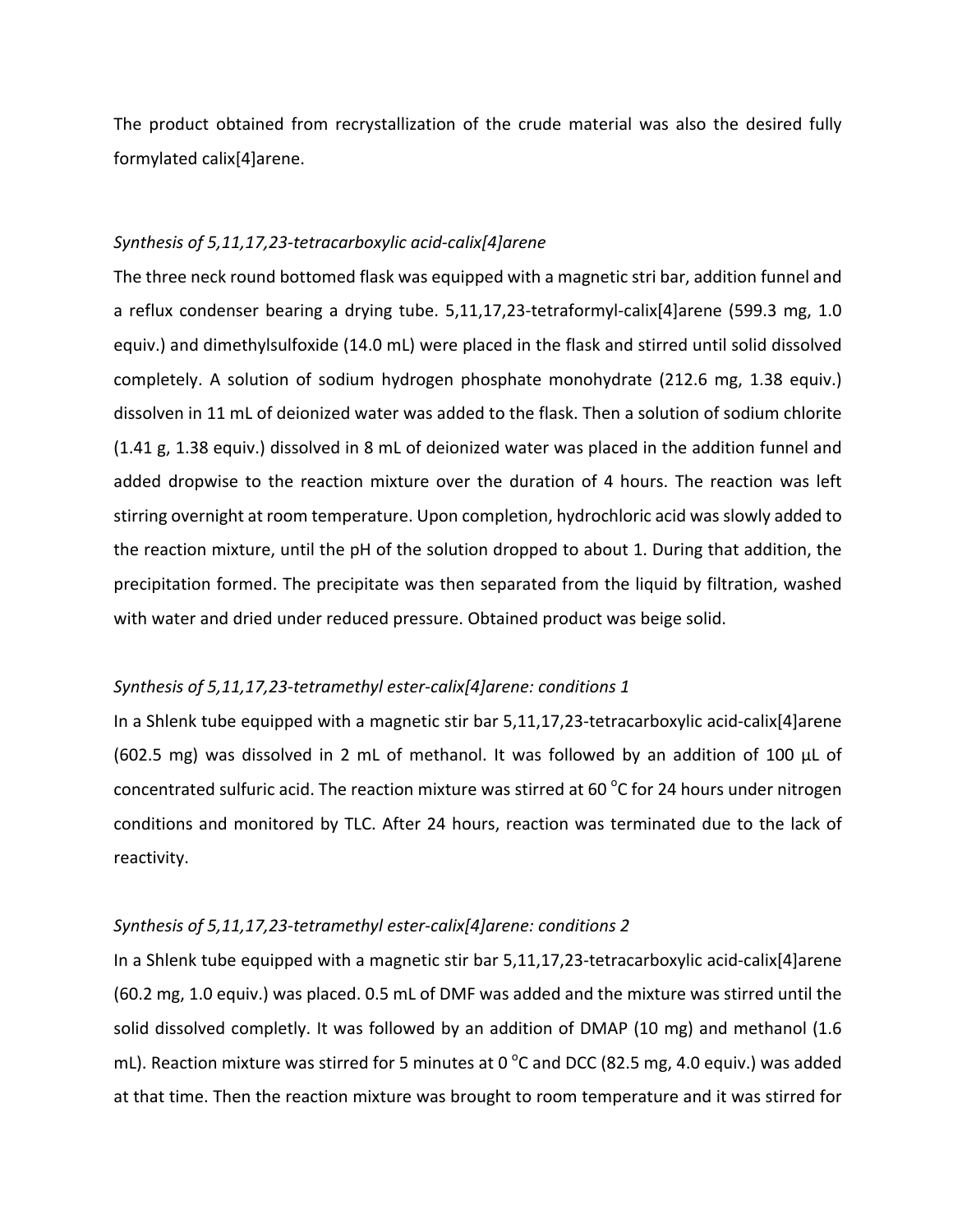The product obtained from recrystallization of the crude material was also the desired fully formylated calix[4]arene.

*Synthesis of 5,11,17,23-tetracarboxylic acid-calix[4]arene*

The three neck round bottomed flask was equipped with a magnetic stri bar, addition funnel and a reflux condenser bearing a drying tube. 5,11,17,23-tetraformyl-calix[4]arene (599.3 mg, 1.0 equiv.) and dimethylsulfoxide (14.0 mL) were placed in the flask and stirred until solid dissolved completely. A solution of sodium hydrogen phosphate monohydrate (212.6 mg, 1.38 equiv.) dissolven in 11 mL of deionized water was added to the flask. Then a solution of sodium chlorite (1.41 g, 1.38 equiv.) dissolved in 8 mL of deionized water was placed in the addition funnel and added dropwise to the reaction mixture over the duration of 4 hours. The reaction was left stirring overnight at room temperature. Upon completion, hydrochloric acid was slowly added to the reaction mixture, until the pH of the solution dropped to about 1. During that addition, the precipitation formed. The precipitate was then separated from the liquid by filtration, washed with water and dried under reduced pressure. Obtained product was beige solid.

*Synthesis of 5,11,17,23-tetramethyl ester-calix[4]arene: conditions 1*

In a Shlenk tube equipped with a magnetic stir bar 5,11,17,23-tetracarboxylic acid-calix[4]arene (602.5 mg) was dissolved in 2 mL of methanol. It was followed by an addition of 100 μL of concentrated sulfuric acid. The reaction mixture was stirred at 60 $^{o}$C for 24 hours under nitrogen conditions and monitored by TLC. After 24 hours, reaction was terminated due to the lack of reactivity.

*Synthesis of 5,11,17,23-tetramethyl ester-calix[4]arene: conditions 2*

In a Shlenk tube equipped with a magnetic stir bar 5,11,17,23-tetracarboxylic acid-calix[4]arene (60.2 mg, 1.0 equiv.) was placed. 0.5 mL of DMF was added and the mixture was stirred until the solid dissolved completly. It was followed by an addition of DMAP (10 mg) and methanol (1.6 mL). Reaction mixture was stirred for 5 minutes at 0 $^{o}$C and DCC (82.5 mg, 4.0 equiv.) was added at that time. Then the reaction mixture was brought to room temperature and it was stirred for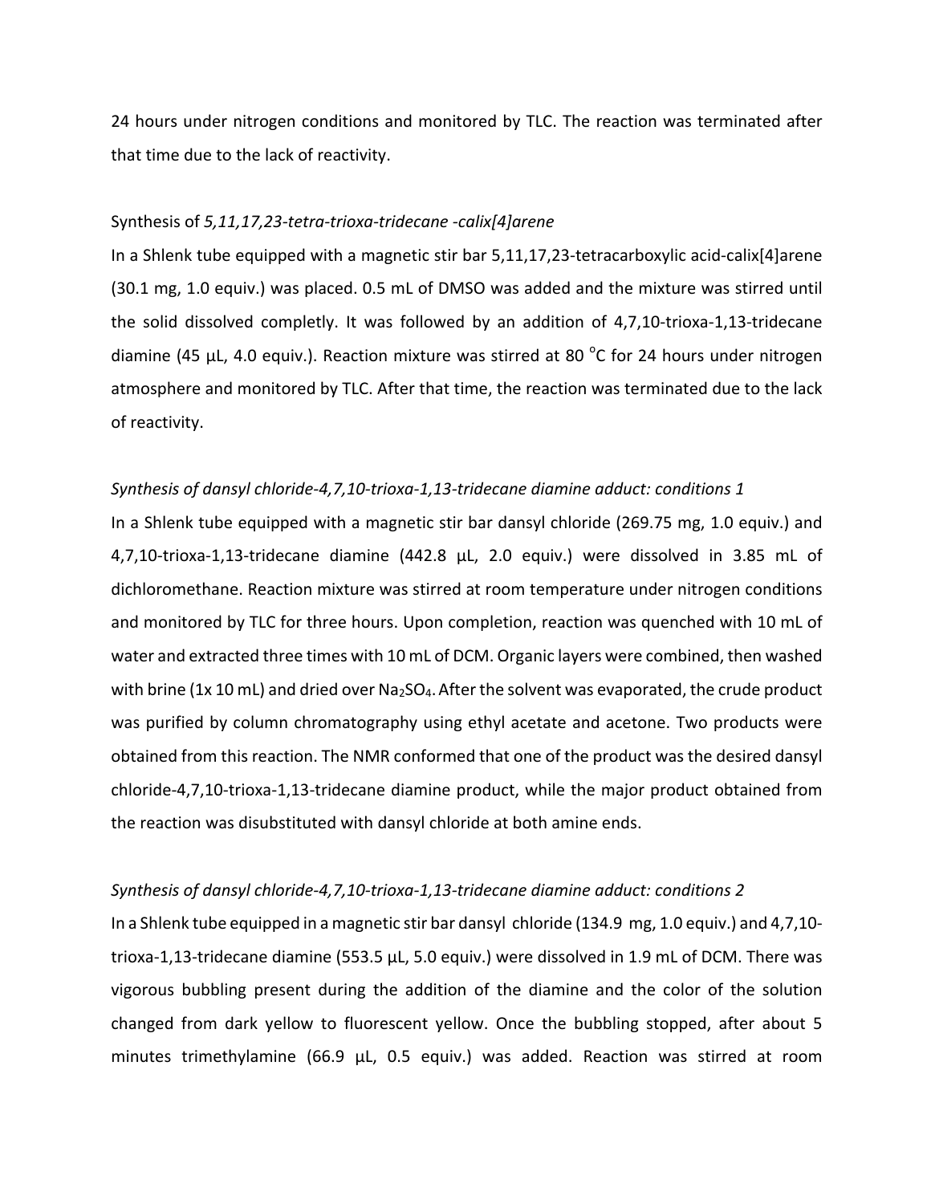24 hours under nitrogen conditions and monitored by TLC. The reaction was terminated after that time due to the lack of reactivity.

Synthesis of *5,11,17,23-tetra-trioxa-tridecane -calix[4]arene*

In a Shlenk tube equipped with a magnetic stir bar 5,11,17,23-tetracarboxylic acid-calix[4]arene (30.1 mg, 1.0 equiv.) was placed. 0.5 mL of DMSO was added and the mixture was stirred until the solid dissolved completly. It was followed by an addition of 4,7,10-trioxa-1,13-tridecane diamine (45 μL, 4.0 equiv.). Reaction mixture was stirred at 80 $^{o}$C for 24 hours under nitrogen atmosphere and monitored by TLC. After that time, the reaction was terminated due to the lack of reactivity.

*Synthesis of dansyl chloride-4,7,10-trioxa-1,13-tridecane diamine adduct: conditions 1*

In a Shlenk tube equipped with a magnetic stir bar dansyl chloride (269.75 mg, 1.0 equiv.) and 4,7,10-trioxa-1,13-tridecane diamine (442.8 μL, 2.0 equiv.) were dissolved in 3.85 mL of dichloromethane. Reaction mixture was stirred at room temperature under nitrogen conditions and monitored by TLC for three hours. Upon completion, reaction was quenched with 10 mL of water and extracted three times with 10 mL of DCM. Organic layers were combined, then washed with brine (1x 10 mL) and dried over $Na_2SO_4$. After the solvent was evaporated, the crude product was purified by column chromatography using ethyl acetate and acetone. Two products were obtained from this reaction. The NMR conformed that one of the product was the desired dansyl chloride-4,7,10-trioxa-1,13-tridecane diamine product, while the major product obtained from the reaction was disubstituted with dansyl chloride at both amine ends.

*Synthesis of dansyl chloride-4,7,10-trioxa-1,13-tridecane diamine adduct: conditions 2*

In a Shlenk tube equipped in a magnetic stir bar dansyl chloride (134.9 mg, 1.0 equiv.) and 4,7,10-trioxa-1,13-tridecane diamine (553.5 μL, 5.0 equiv.) were dissolved in 1.9 mL of DCM. There was vigorous bubbling present during the addition of the diamine and the color of the solution changed from dark yellow to fluorescent yellow. Once the bubbling stopped, after about 5 minutes trimethylamine (66.9 μL, 0.5 equiv.) was added. Reaction was stirred at room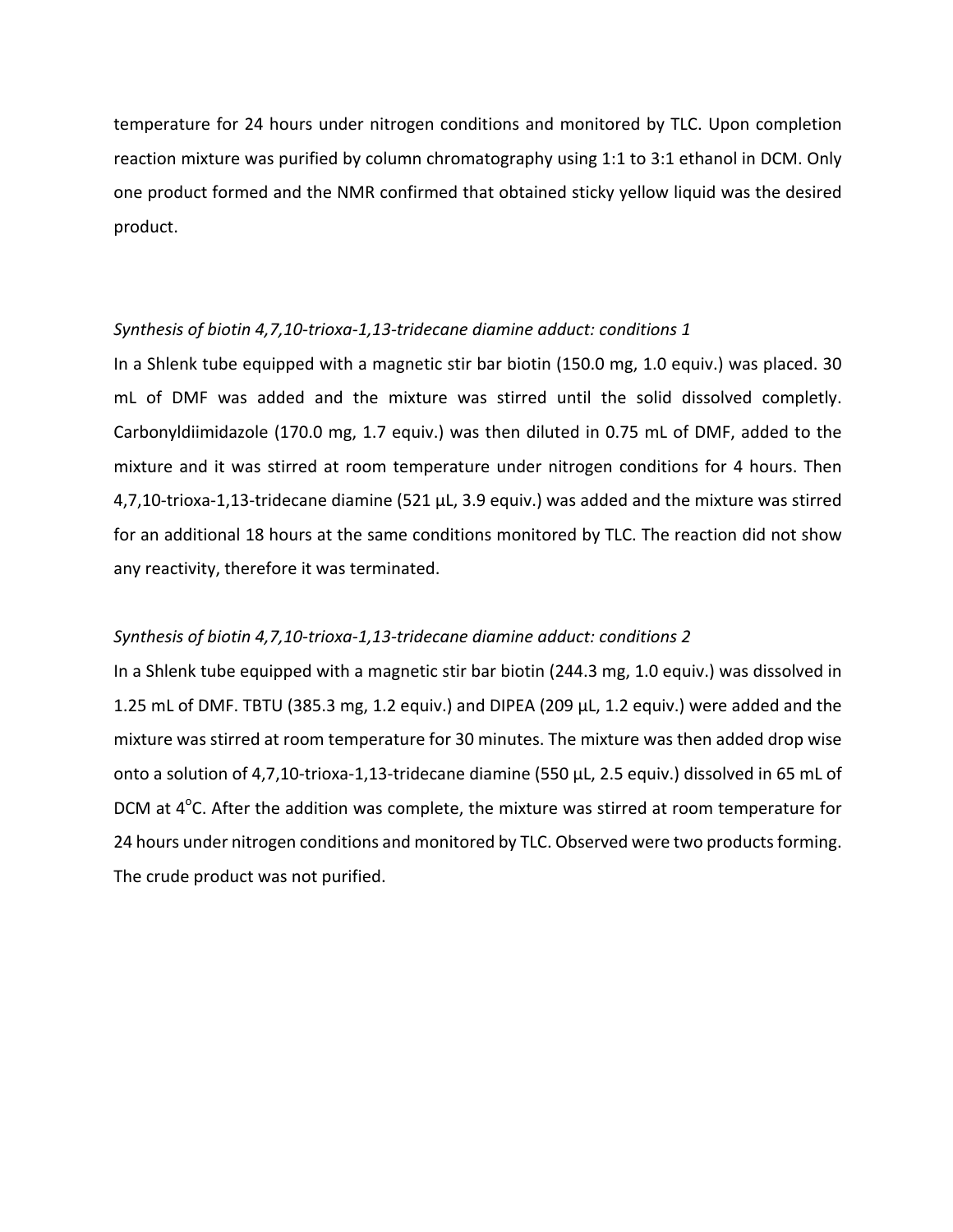temperature for 24 hours under nitrogen conditions and monitored by TLC. Upon completion reaction mixture was purified by column chromatography using 1:1 to 3:1 ethanol in DCM. Only one product formed and the NMR confirmed that obtained sticky yellow liquid was the desired product.

*Synthesis of biotin 4,7,10-trioxa-1,13-tridecane diamine adduct: conditions 1*

In a Shlenk tube equipped with a magnetic stir bar biotin (150.0 mg, 1.0 equiv.) was placed. 30 mL of DMF was added and the mixture was stirred until the solid dissolved completly. Carbonyldiimidazole (170.0 mg, 1.7 equiv.) was then diluted in 0.75 mL of DMF, added to the mixture and it was stirred at room temperature under nitrogen conditions for 4 hours. Then 4,7,10-trioxa-1,13-tridecane diamine (521 µL, 3.9 equiv.) was added and the mixture was stirred for an additional 18 hours at the same conditions monitored by TLC. The reaction did not show any reactivity, therefore it was terminated.

*Synthesis of biotin 4,7,10-trioxa-1,13-tridecane diamine adduct: conditions 2*

In a Shlenk tube equipped with a magnetic stir bar biotin (244.3 mg, 1.0 equiv.) was dissolved in 1.25 mL of DMF. TBTU (385.3 mg, 1.2 equiv.) and DIPEA (209 µL, 1.2 equiv.) were added and the mixture was stirred at room temperature for 30 minutes. The mixture was then added drop wise onto a solution of 4,7,10-trioxa-1,13-tridecane diamine (550 µL, 2.5 equiv.) dissolved in 65 mL of DCM at 4$^{o}$C. After the addition was complete, the mixture was stirred at room temperature for 24 hours under nitrogen conditions and monitored by TLC. Observed were two products forming. The crude product was not purified.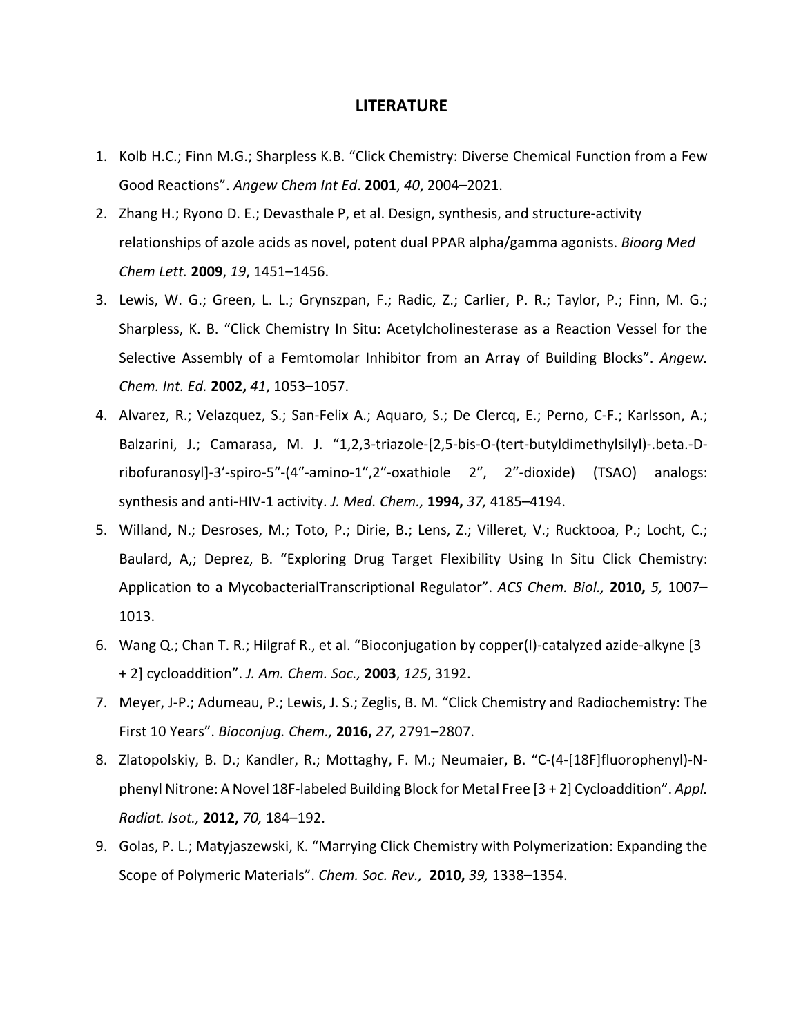# LITERATURE

1. Kolb H.C.; Finn M.G.; Sharpless K.B. "Click Chemistry: Diverse Chemical Function from a Few Good Reactions". *Angew Chem Int Ed*. **2001**, *40*, 2004–2021.
2. Zhang H.; Ryono D. E.; Devasthale P, et al. Design, synthesis, and structure-activity relationships of azole acids as novel, potent dual PPAR alpha/gamma agonists. *Bioorg Med Chem Lett.* **2009**, *19*, 1451–1456.
3. Lewis, W. G.; Green, L. L.; Grynszpan, F.; Radic, Z.; Carlier, P. R.; Taylor, P.; Finn, M. G.; Sharpless, K. B. "Click Chemistry In Situ: Acetylcholinesterase as a Reaction Vessel for the Selective Assembly of a Femtomolar Inhibitor from an Array of Building Blocks". *Angew. Chem. Int. Ed.* **2002,** *41*, 1053–1057.
4. Alvarez, R.; Velazquez, S.; San-Felix A.; Aquaro, S.; De Clercq, E.; Perno, C-F.; Karlsson, A.; Balzarini, J.; Camarasa, M. J. "1,2,3-triazole-[2,5-bis-O-(tert-butyldimethylsilyl)-.beta.-D-ribofuranosyl]-3'-spiro-5''-(4''-amino-1'',2''-oxathiole 2'', 2''-dioxide) (TSAO) analogs: synthesis and anti-HIV-1 activity. *J. Med. Chem.,* **1994,** *37,* 4185–4194.
5. Willand, N.; Desroses, M.; Toto, P.; Dirie, B.; Lens, Z.; Villeret, V.; Rucktooa, P.; Locht, C.; Baulard, A,; Deprez, B. "Exploring Drug Target Flexibility Using In Situ Click Chemistry: Application to a MycobacterialTranscriptional Regulator". *ACS Chem. Biol.,* **2010,** *5,* 1007–1013.
6. Wang Q.; Chan T. R.; Hilgraf R., et al. "Bioconjugation by copper(I)-catalyzed azide-alkyne [3 + 2] cycloaddition". *J. Am. Chem. Soc.,* **2003**, *125*, 3192.
7. Meyer, J-P.; Adumeau, P.; Lewis, J. S.; Zeglis, B. M. "Click Chemistry and Radiochemistry: The First 10 Years". *Bioconjug. Chem.,* **2016,** *27,* 2791–2807.
8. Zlatopolskiy, B. D.; Kandler, R.; Mottaghy, F. M.; Neumaier, B. "C-(4-[18F]fluorophenyl)-N-phenyl Nitrone: A Novel 18F-labeled Building Block for Metal Free [3 + 2] Cycloaddition". *Appl. Radiat. Isot.,* **2012,** *70,* 184–192.
9. Golas, P. L.; Matyjaszewski, K. "Marrying Click Chemistry with Polymerization: Expanding the Scope of Polymeric Materials". *Chem. Soc. Rev.,* **2010,** *39,* 1338–1354.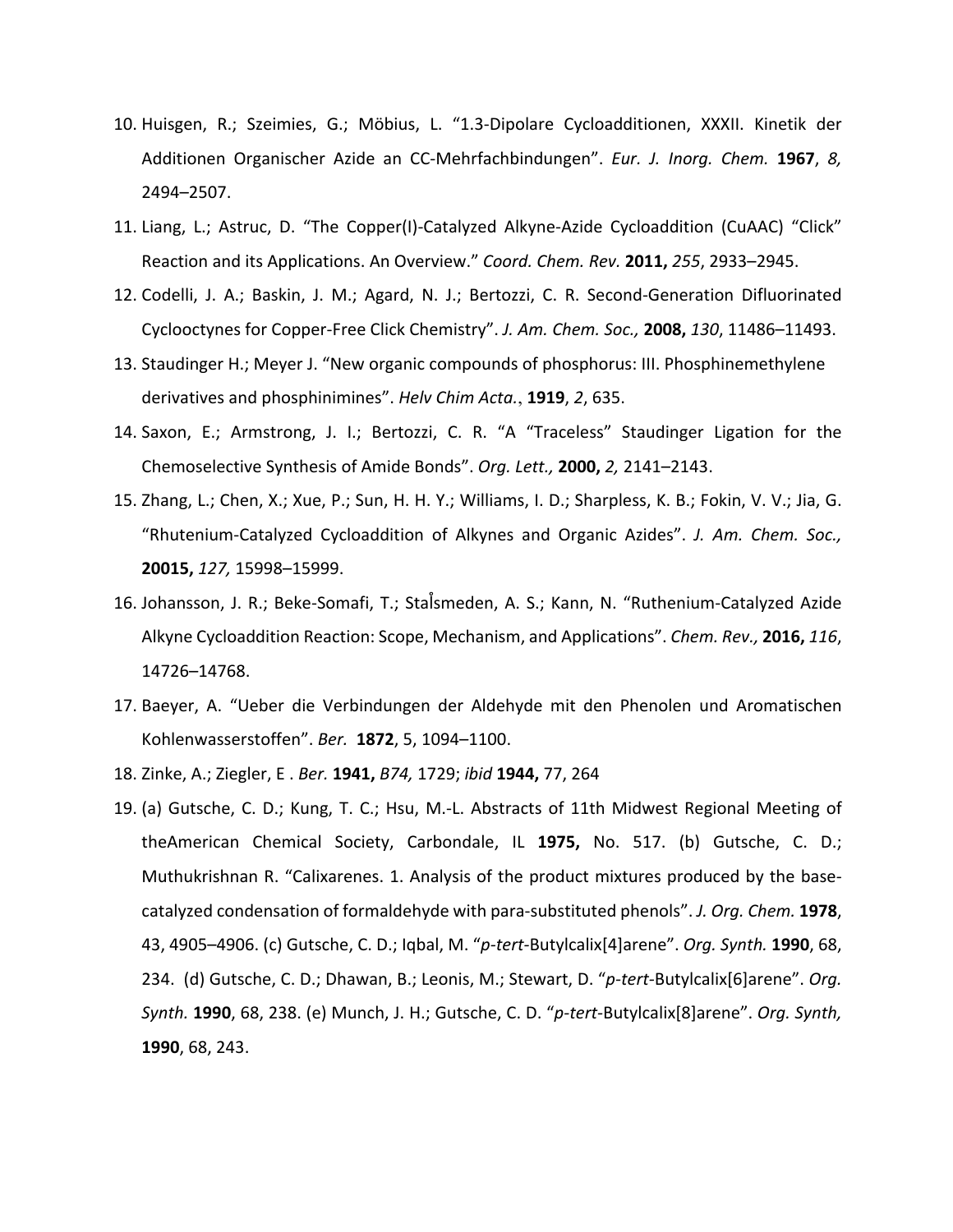10. Huisgen, R.; Szeimies, G.; Möbius, L. "1.3-Dipolare Cycloadditionen, XXXII. Kinetik der Additionen Organischer Azide an CC-Mehrfachbindungen". *Eur. J. Inorg. Chem.* **1967**, *8,* 2494–2507.
11. Liang, L.; Astruc, D. "The Copper(I)-Catalyzed Alkyne-Azide Cycloaddition (CuAAC) "Click" Reaction and its Applications. An Overview." *Coord. Chem. Rev.* **2011,** *255*, 2933–2945.
12. Codelli, J. A.; Baskin, J. M.; Agard, N. J.; Bertozzi, C. R. Second-Generation Difluorinated Cyclooctynes for Copper-Free Click Chemistry". *J. Am. Chem. Soc.,* **2008,** *130*, 11486–11493.
13. Staudinger H.; Meyer J. "New organic compounds of phosphorus: III. Phosphinemethylene derivatives and phosphinimines". *Helv Chim Acta.*, **1919**, *2*, 635.
14. Saxon, E.; Armstrong, J. I.; Bertozzi, C. R. "A "Traceless" Staudinger Ligation for the Chemoselective Synthesis of Amide Bonds". *Org. Lett.,* **2000,** *2,* 2141–2143.
15. Zhang, L.; Chen, X.; Xue, P.; Sun, H. H. Y.; Williams, I. D.; Sharpless, K. B.; Fokin, V. V.; Jia, G. "Rhutenium-Catalyzed Cycloaddition of Alkynes and Organic Azides". *J. Am. Chem. Soc.,* **20015,** *127,* 15998–15999.
16. Johansson, J. R.; Beke-Somafi, T.; Stålsmeden, A. S.; Kann, N. "Ruthenium-Catalyzed Azide Alkyne Cycloaddition Reaction: Scope, Mechanism, and Applications". *Chem. Rev.,* **2016,** *116*, 14726–14768.
17. Baeyer, A. "Ueber die Verbindungen der Aldehyde mit den Phenolen und Aromatischen Kohlenwasserstoffen". *Ber.* **1872**, 5, 1094–1100.
18. Zinke, A.; Ziegler, E . *Ber.* **1941,** *B74,* 1729; *ibid* **1944,** 77, 264
19. (a) Gutsche, C. D.; Kung, T. C.; Hsu, M.-L. Abstracts of 11th Midwest Regional Meeting of theAmerican Chemical Society, Carbondale, IL **1975,** No. 517. (b) Gutsche, C. D.; Muthukrishnan R. "Calixarenes. 1. Analysis of the product mixtures produced by the base-catalyzed condensation of formaldehyde with para-substituted phenols". *J. Org. Chem.* **1978**, 43, 4905–4906. (c) Gutsche, C. D.; Iqbal, M. "*p-tert*-Butylcalix[4]arene". *Org. Synth.* **1990**, 68, 234. (d) Gutsche, C. D.; Dhawan, B.; Leonis, M.; Stewart, D. "*p-tert*-Butylcalix[6]arene". *Org. Synth.* **1990**, 68, 238. (e) Munch, J. H.; Gutsche, C. D. "*p-tert*-Butylcalix[8]arene". *Org. Synth,* **1990**, 68, 243.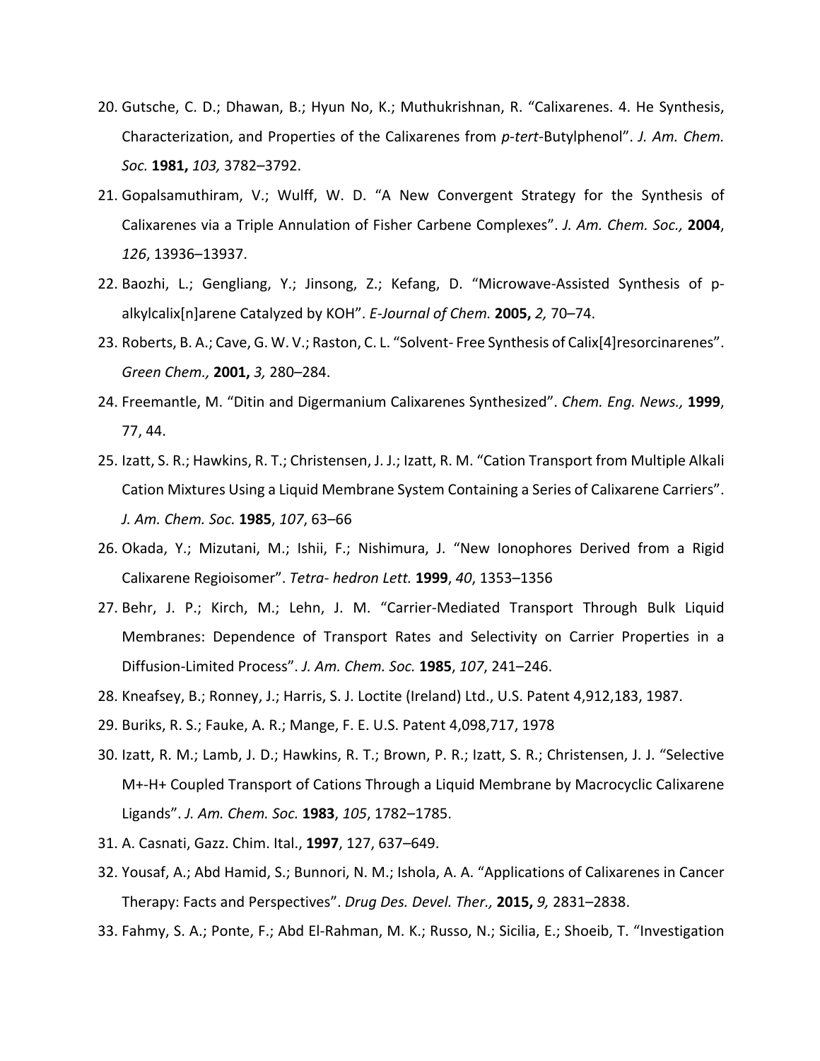20. Gutsche, C. D.; Dhawan, B.; Hyun No, K.; Muthukrishnan, R. "Calixarenes. 4. He Synthesis, Characterization, and Properties of the Calixarenes from *p-tert*-Butylphenol". *J. Am. Chem. Soc.* **1981,** *103,* 3782–3792.
21. Gopalsamuthiram, V.; Wulff, W. D. "A New Convergent Strategy for the Synthesis of Calixarenes via a Triple Annulation of Fisher Carbene Complexes". *J. Am. Chem. Soc.,* **2004**, *126*, 13936–13937.
22. Baozhi, L.; Gengliang, Y.; Jinsong, Z.; Kefang, D. "Microwave-Assisted Synthesis of p-alkylcalix[n]arene Catalyzed by KOH". *E-Journal of Chem.* **2005,** *2,* 70–74.
23. Roberts, B. A.; Cave, G. W. V.; Raston, C. L. "Solvent- Free Synthesis of Calix[4]resorcinarenes". *Green Chem.,* **2001,** *3,* 280–284.
24. Freemantle, M. "Ditin and Digermanium Calixarenes Synthesized". *Chem. Eng. News.,* **1999**, 77, 44.
25. Izatt, S. R.; Hawkins, R. T.; Christensen, J. J.; Izatt, R. M. "Cation Transport from Multiple Alkali Cation Mixtures Using a Liquid Membrane System Containing a Series of Calixarene Carriers". *J. Am. Chem. Soc.* **1985**, *107*, 63–66
26. Okada, Y.; Mizutani, M.; Ishii, F.; Nishimura, J. "New Ionophores Derived from a Rigid Calixarene Regioisomer". *Tetra- hedron Lett.* **1999**, *40*, 1353–1356
27. Behr, J. P.; Kirch, M.; Lehn, J. M. "Carrier-Mediated Transport Through Bulk Liquid Membranes: Dependence of Transport Rates and Selectivity on Carrier Properties in a Diffusion-Limited Process". *J. Am. Chem. Soc.* **1985**, *107*, 241–246.
28. Kneafsey, B.; Ronney, J.; Harris, S. J. Loctite (Ireland) Ltd., U.S. Patent 4,912,183, 1987.
29. Buriks, R. S.; Fauke, A. R.; Mange, F. E. U.S. Patent 4,098,717, 1978
30. Izatt, R. M.; Lamb, J. D.; Hawkins, R. T.; Brown, P. R.; Izatt, S. R.; Christensen, J. J. "Selective M+-H+ Coupled Transport of Cations Through a Liquid Membrane by Macrocyclic Calixarene Ligands". *J. Am. Chem. Soc.* **1983**, *105*, 1782–1785.
31. A. Casnati, Gazz. Chim. Ital., **1997**, 127, 637–649.
32. Yousaf, A.; Abd Hamid, S.; Bunnori, N. M.; Ishola, A. A. "Applications of Calixarenes in Cancer Therapy: Facts and Perspectives". *Drug Des. Devel. Ther.,* **2015,** *9,* 2831–2838.
33. Fahmy, S. A.; Ponte, F.; Abd El-Rahman, M. K.; Russo, N.; Sicilia, E.; Shoeib, T. "Investigation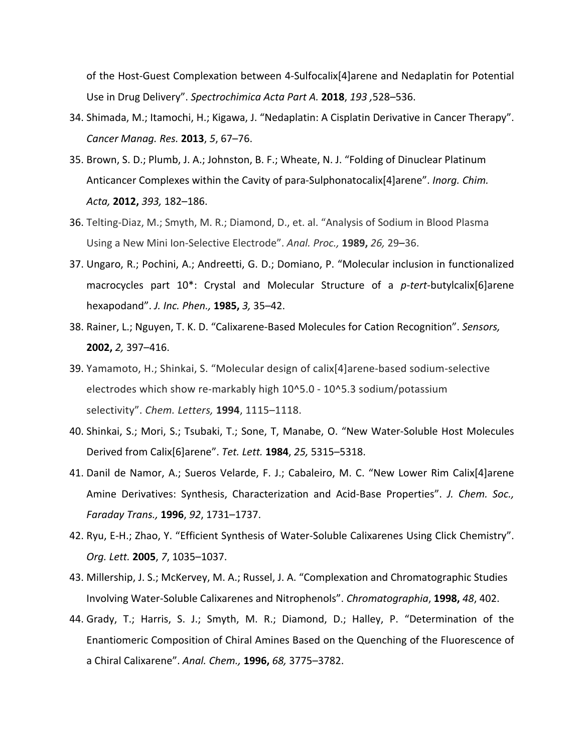of the Host-Guest Complexation between 4-Sulfocalix[4]arene and Nedaplatin for Potential Use in Drug Delivery". *Spectrochimica Acta Part A.* **2018**, *193* ,528–536.

34. Shimada, M.; Itamochi, H.; Kigawa, J. "Nedaplatin: A Cisplatin Derivative in Cancer Therapy". *Cancer Manag. Res.* **2013**, *5*, 67–76.
35. Brown, S. D.; Plumb, J. A.; Johnston, B. F.; Wheate, N. J. "Folding of Dinuclear Platinum Anticancer Complexes within the Cavity of para-Sulphonatocalix[4]arene". *Inorg. Chim. Acta,* **2012,** *393,* 182–186.
36. Telting-Diaz, M.; Smyth, M. R.; Diamond, D., et. al. "Analysis of Sodium in Blood Plasma Using a New Mini Ion-Selective Electrode". *Anal. Proc.,* **1989,** *26,* 29–36.
37. Ungaro, R.; Pochini, A.; Andreetti, G. D.; Domiano, P. "Molecular inclusion in functionalized macrocycles part 10*: Crystal and Molecular Structure of a *p-tert*-butylcalix[6]arene hexapodand". *J. Inc. Phen.,* **1985,** *3,* 35–42.
38. Rainer, L.; Nguyen, T. K. D. "Calixarene-Based Molecules for Cation Recognition". *Sensors,* **2002,** *2,* 397–416.
39. Yamamoto, H.; Shinkai, S. "Molecular design of calix[4]arene-based sodium-selective electrodes which show re-markably high 10^5.0 - 10^5.3 sodium/potassium selectivity". *Chem. Letters,* **1994**, 1115–1118.
40. Shinkai, S.; Mori, S.; Tsubaki, T.; Sone, T, Manabe, O. "New Water-Soluble Host Molecules Derived from Calix[6]arene". *Tet. Lett.* **1984**, *25,* 5315–5318.
41. Danil de Namor, A.; Sueros Velarde, F. J.; Cabaleiro, M. C. "New Lower Rim Calix[4]arene Amine Derivatives: Synthesis, Characterization and Acid-Base Properties". *J. Chem. Soc., Faraday Trans.,* **1996**, *92*, 1731–1737.
42. Ryu, E-H.; Zhao, Y. "Efficient Synthesis of Water-Soluble Calixarenes Using Click Chemistry". *Org. Lett.* **2005**, *7*, 1035–1037.
43. Millership, J. S.; McKervey, M. A.; Russel, J. A. "Complexation and Chromatographic Studies Involving Water-Soluble Calixarenes and Nitrophenols". *Chromatographia*, **1998,** *48*, 402.
44. Grady, T.; Harris, S. J.; Smyth, M. R.; Diamond, D.; Halley, P. "Determination of the Enantiomeric Composition of Chiral Amines Based on the Quenching of the Fluorescence of a Chiral Calixarene". *Anal. Chem.,* **1996,** *68,* 3775–3782.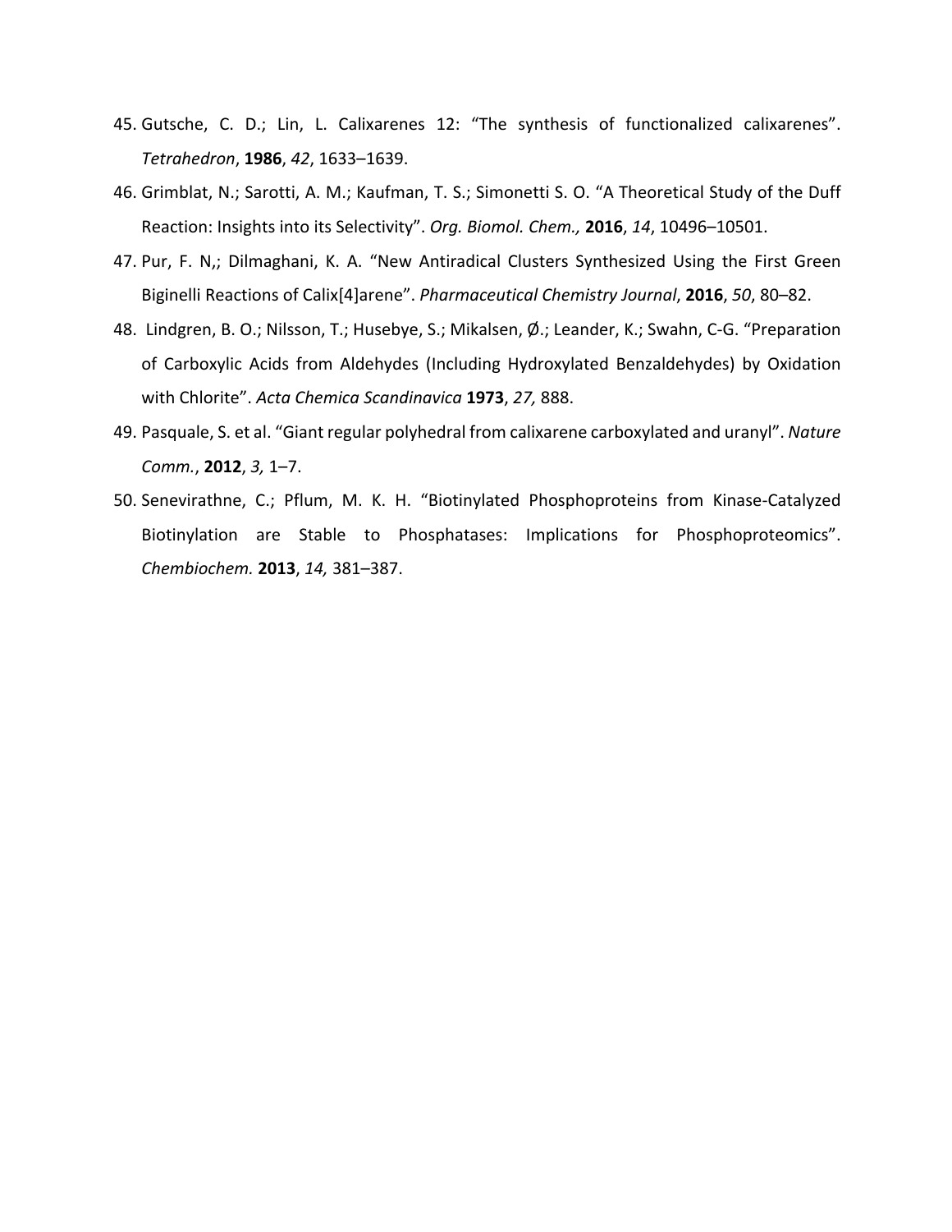45. Gutsche, C. D.; Lin, L. Calixarenes 12: “The synthesis of functionalized calixarenes”. *Tetrahedron*, **1986**, *42*, 1633–1639.
46. Grimblat, N.; Sarotti, A. M.; Kaufman, T. S.; Simonetti S. O. “A Theoretical Study of the Duff Reaction: Insights into its Selectivity”. *Org. Biomol. Chem.,* **2016**, *14*, 10496–10501.
47. Pur, F. N,; Dilmaghani, K. A. “New Antiradical Clusters Synthesized Using the First Green Biginelli Reactions of Calix[4]arene”. *Pharmaceutical Chemistry Journal*, **2016**, *50*, 80–82.
48. Lindgren, B. O.; Nilsson, T.; Husebye, S.; Mikalsen, Ø.; Leander, K.; Swahn, C-G. “Preparation of Carboxylic Acids from Aldehydes (Including Hydroxylated Benzaldehydes) by Oxidation with Chlorite”. *Acta Chemica Scandinavica* **1973**, *27,* 888.
49. Pasquale, S. et al. “Giant regular polyhedral from calixarene carboxylated and uranyl”. *Nature Comm.*, **2012**, *3,* 1–7.
50. Senevirathne, C.; Pflum, M. K. H. “Biotinylated Phosphoproteins from Kinase-Catalyzed Biotinylation are Stable to Phosphatases: Implications for Phosphoproteomics”. *Chembiochem.* **2013**, *14,* 381–387.